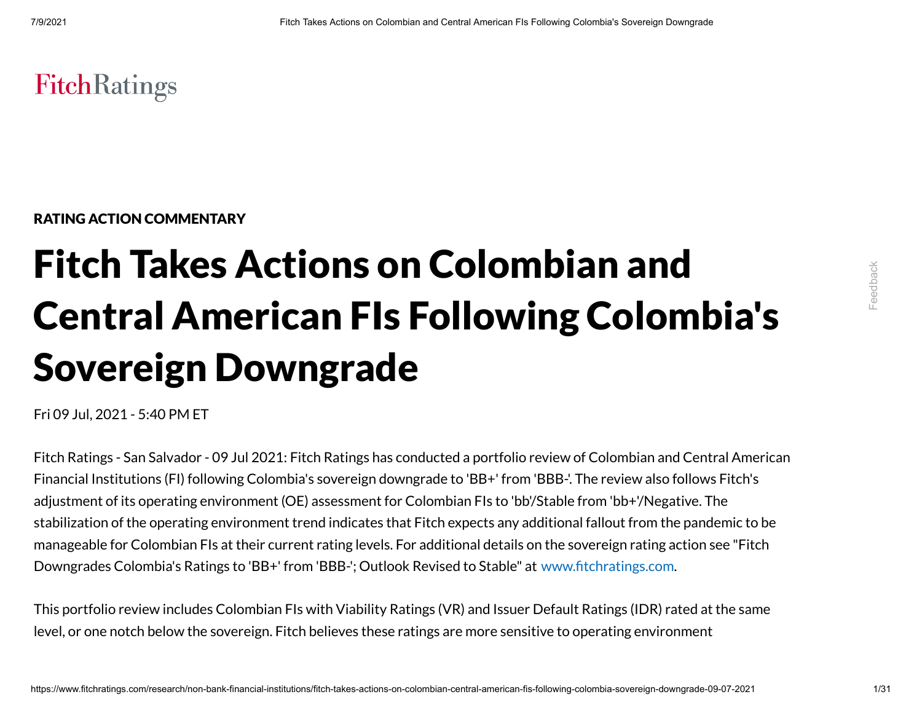FitchRatings

RATING ACTION COMMENTARY

# Fitch Takes Actions on Colombian and Central American FIs Following Colombia's Sovereign Downgrade

Fri 09 Jul, 2021 - 5:40 PM ET

Fitch Ratings - San Salvador - 09 Jul 2021: Fitch Ratings has conducted a portfolio review of Colombian and Central American Financial Institutions (FI) following Colombia's sovereign downgrade to 'BB+' from 'BBB-'. The review also follows Fitch's adjustment of its operating environment (OE) assessment for Colombian FIs to 'bb'/Stable from 'bb+'/Negative. The stabilization of the operating environment trend indicates that Fitch expects any additional fallout from the pandemic to be manageable for Colombian FIs at their current rating levels. For additional details on the sovereign rating action see "Fitch Downgrades Colombia's Ratings to 'BB+' from 'BBB-'; Outlook Revised to Stable" at www.fitchratings.com.

This portfolio review includes Colombian FIs with Viability Ratings (VR) and Issuer Default Ratings (IDR) rated at the same level, or one notch below the sovereign. Fitch believes these ratings are more sensitive to operating environment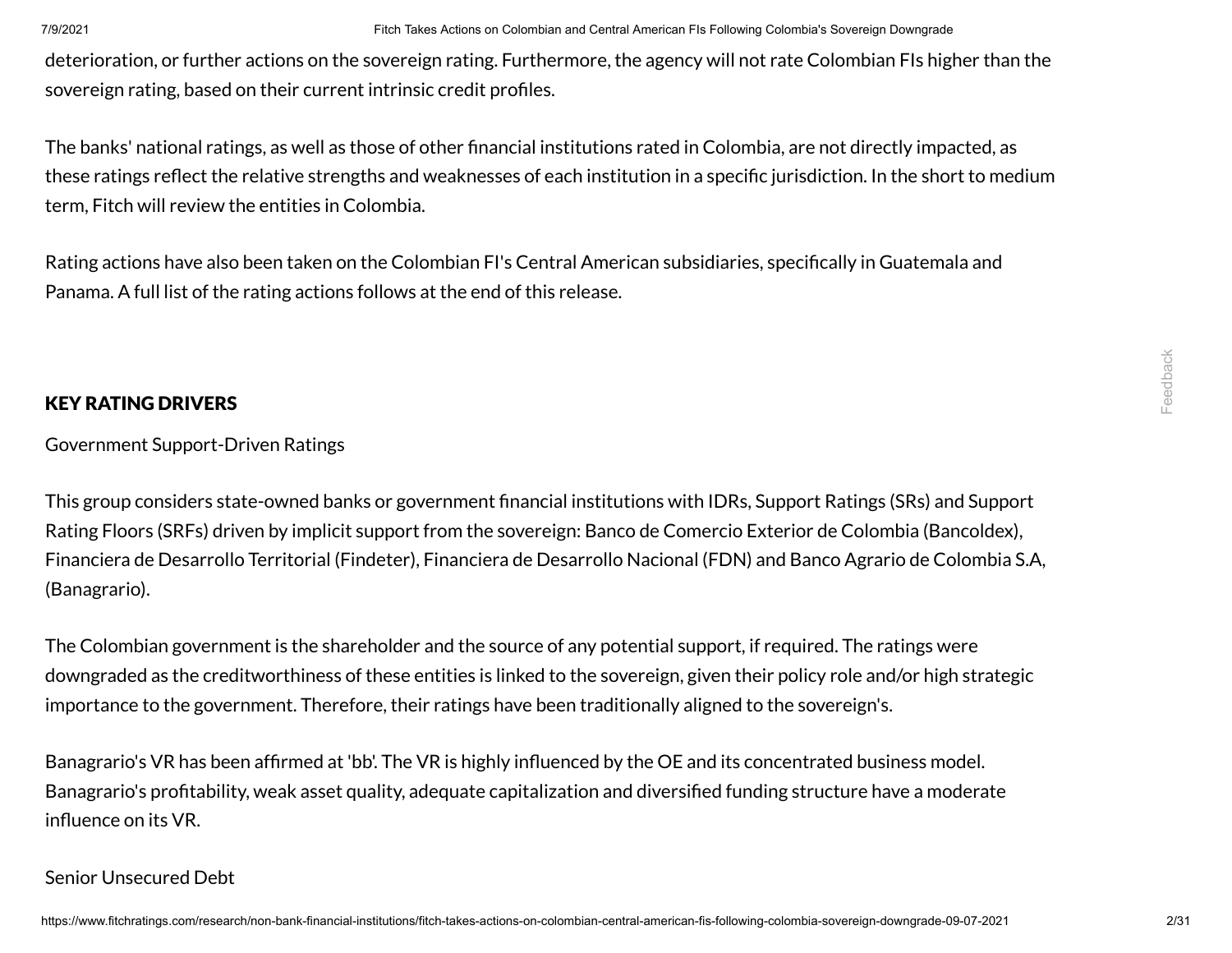deterioration, or further actions on the sovereign rating. Furthermore, the agency will not rate Colombian FIs higher than the sovereign rating, based on their current intrinsic credit profiles.

The banks' national ratings, as well as those of other financial institutions rated in Colombia, are not directly impacted, as these ratings reflect the relative strengths and weaknesses of each institution in a specific jurisdiction. In the short to medium term, Fitch will review the entities in Colombia.

Rating actions have also been taken on the Colombian FI's Central American subsidiaries, specifically in Guatemala and Panama. A full list of the rating actions follows at the end of this release.

## KEY RATING DRIVERS

Government Support-Driven Ratings

This group considers state-owned banks or government financial institutions with IDRs, Support Ratings (SRs) and Support Rating Floors (SRFs) driven by implicit support from the sovereign: Banco de Comercio Exterior de Colombia (Bancoldex), Financiera de Desarrollo Territorial (Findeter), Financiera de Desarrollo Nacional (FDN) and Banco Agrario de Colombia S.A, (Banagrario).

The Colombian government is the shareholder and the source of any potential support, if required. The ratings were downgraded as the creditworthiness of these entities is linked to the sovereign, given their policy role and/or high strategic importance to the government. Therefore, their ratings have been traditionally aligned to the sovereign's.

Banagrario's VR has been affirmed at 'bb'. The VR is highly influenced by the OE and its concentrated business model. Banagrario's profitability, weak asset quality, adequate capitalization and diversified funding structure have a moderate influence on its VR.

Senior Unsecured Debt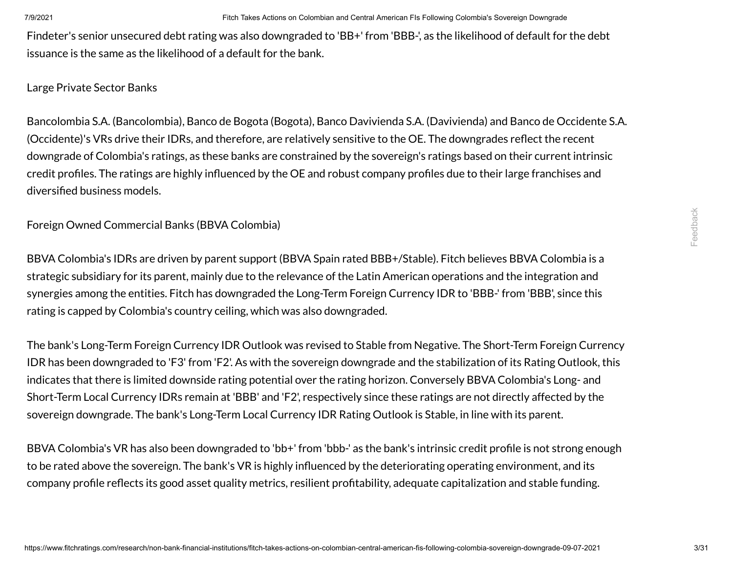Findeter's senior unsecured debt rating was also downgraded to 'BB+' from 'BBB-', as the likelihood of default for the debt issuance is the same as the likelihood of a default for the bank.

Large Private Sector Banks

Bancolombia S.A. (Bancolombia), Banco de Bogota (Bogota), Banco Davivienda S.A. (Davivienda) and Banco de Occidente S.A. (Occidente)'s VRs drive their IDRs, and therefore, are relatively sensitive to the OE. The downgrades reflect the recent downgrade of Colombia's ratings, as these banks are constrained by the sovereign's ratings based on their current intrinsic credit profiles. The ratings are highly influenced by the OE and robust company profiles due to their large franchises and diversified business models.

Foreign Owned Commercial Banks (BBVA Colombia)

BBVA Colombia's IDRs are driven by parent support (BBVA Spain rated BBB+/Stable). Fitch believes BBVA Colombia is a strategic subsidiary for its parent, mainly due to the relevance of the Latin American operations and the integration and synergies among the entities. Fitch has downgraded the Long-Term Foreign Currency IDR to 'BBB-' from 'BBB', since this rating is capped by Colombia's country ceiling, which was also downgraded.

The bank's Long-Term Foreign Currency IDR Outlook was revised to Stable from Negative. The Short-Term Foreign Currency IDR has been downgraded to 'F3' from 'F2'. As with the sovereign downgrade and the stabilization of its Rating Outlook, this indicates that there is limited downside rating potential over the rating horizon. Conversely BBVA Colombia's Long- and Short-Term Local Currency IDRs remain at 'BBB' and 'F2', respectively since these ratings are not directly affected by the sovereign downgrade. The bank's Long-Term Local Currency IDR Rating Outlook is Stable, in line with its parent.

BBVA Colombia's VR has also been downgraded to 'bb+' from 'bbb-' as the bank's intrinsic credit profile is not strong enough to be rated above the sovereign. The bank's VR is highly influenced by the deteriorating operating environment, and its company profile reflects its good asset quality metrics, resilient profitability, adequate capitalization and stable funding.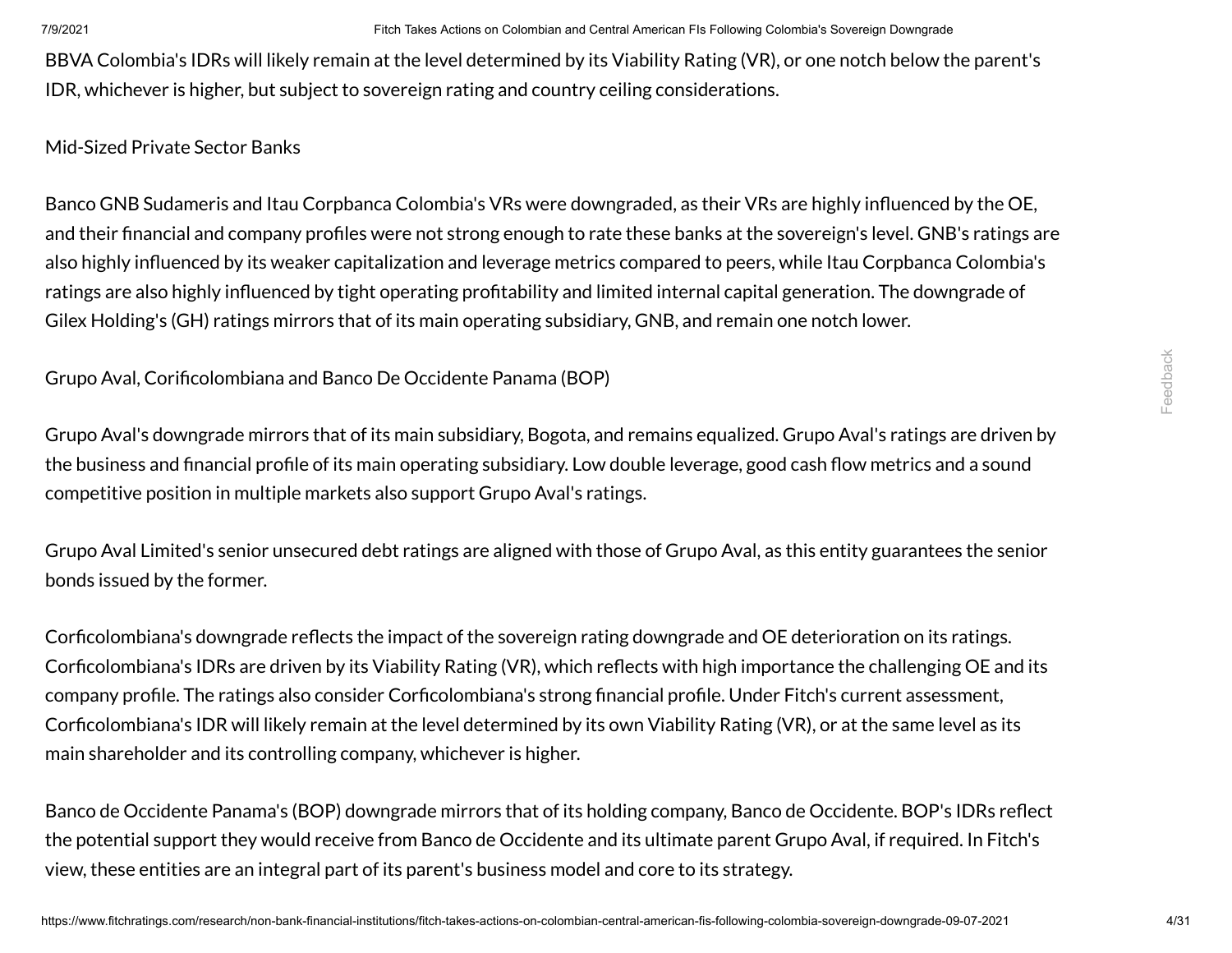BBVA Colombia's IDRs will likely remain at the level determined by its Viability Rating (VR), or one notch below the parent's IDR, whichever is higher, but subject to sovereign rating and country ceiling considerations.

Mid-Sized Private Sector Banks

Banco GNB Sudameris and Itau Corpbanca Colombia's VRs were downgraded, as their VRs are highly influenced by the OE, and their financial and company profiles were not strong enough to rate these banks at the sovereign's level. GNB's ratings are also highly influenced by its weaker capitalization and leverage metrics compared to peers, while Itau Corpbanca Colombia's ratings are also highly influenced by tight operating profitability and limited internal capital generation. The downgrade of Gilex Holding's (GH) ratings mirrors that of its main operating subsidiary, GNB, and remain one notch lower.

Grupo Aval, Corificolombiana and Banco De Occidente Panama (BOP)

Grupo Aval's downgrade mirrors that of its main subsidiary, Bogota, and remains equalized. Grupo Aval's ratings are driven by the business and financial profile of its main operating subsidiary. Low double leverage, good cash flow metrics and a sound competitive position in multiple markets also support Grupo Aval's ratings.

Grupo Aval Limited's senior unsecured debt ratings are aligned with those of Grupo Aval, as this entity guarantees the senior bonds issued by the former.

Corficolombiana's downgrade reflects the impact of the sovereign rating downgrade and OE deterioration on its ratings. Corficolombiana's IDRs are driven by its Viability Rating (VR), which reflects with high importance the challenging OE and its company profile. The ratings also consider Corficolombiana's strong financial profile. Under Fitch's current assessment, Corficolombiana's IDR will likely remain at the level determined by its own Viability Rating (VR), or at the same level as its main shareholder and its controlling company, whichever is higher.

Banco de Occidente Panama's (BOP) downgrade mirrors that of its holding company, Banco de Occidente. BOP's IDRs reflect the potential support they would receive from Banco de Occidente and its ultimate parent Grupo Aval, if required. In Fitch's view, these entities are an integral part of its parent's business model and core to its strategy.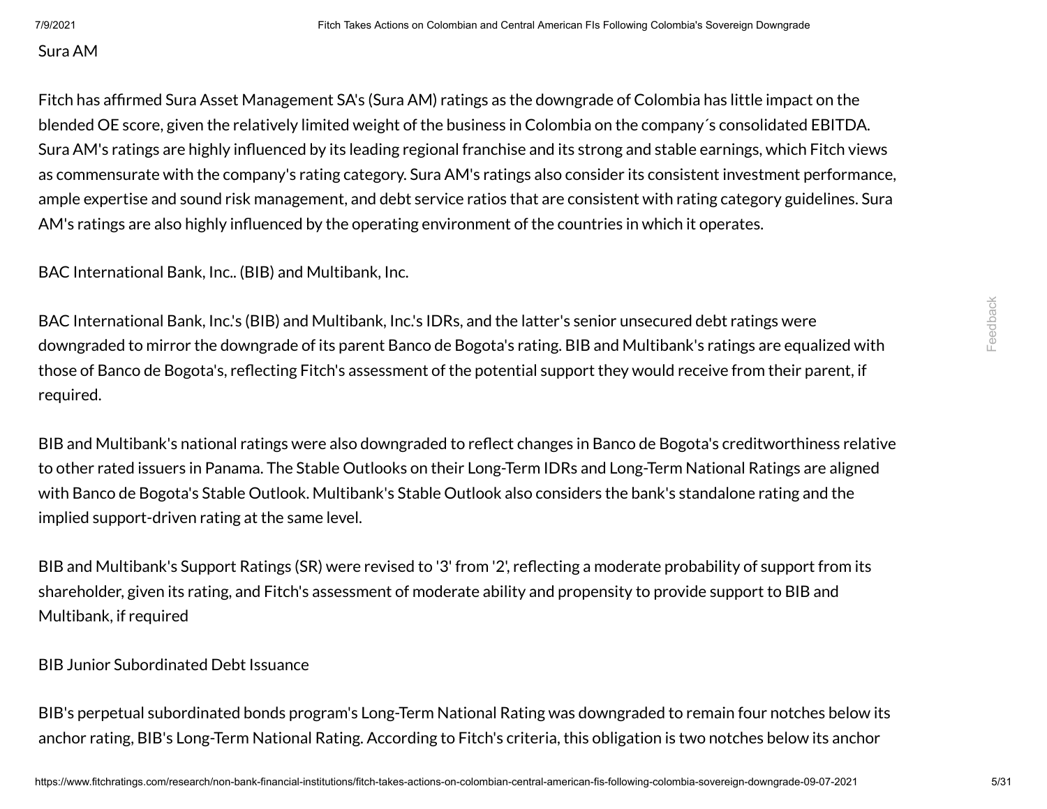Sura AM

Fitch has affirmed Sura Asset Management SA's (Sura AM) ratings as the downgrade of Colombia has little impact on the blended OE score, given the relatively limited weight of the business in Colombia on the company´s consolidated EBITDA. Sura AM's ratings are highly influenced by its leading regional franchise and its strong and stable earnings, which Fitch views as commensurate with the company's rating category. Sura AM's ratings also consider its consistent investment performance, ample expertise and sound risk management, and debt service ratios that are consistent with rating category guidelines. Sura AM's ratings are also highly influenced by the operating environment of the countries in which it operates.

BAC International Bank, Inc.. (BIB) and Multibank, Inc.

BAC International Bank, Inc.'s (BIB) and Multibank, Inc.'s IDRs, and the latter's senior unsecured debt ratings were downgraded to mirror the downgrade of its parent Banco de Bogota's rating. BIB and Multibank's ratings are equalized with those of Banco de Bogota's, reflecting Fitch's assessment of the potential support they would receive from their parent, if required.

BIB and Multibank's national ratings were also downgraded to reflect changes in Banco de Bogota's creditworthiness relative to other rated issuers in Panama. The Stable Outlooks on their Long-Term IDRs and Long-Term National Ratings are aligned with Banco de Bogota's Stable Outlook. Multibank's Stable Outlook also considers the bank's standalone rating and the implied support-driven rating at the same level.

BIB and Multibank's Support Ratings (SR) were revised to '3' from '2', reflecting a moderate probability of support from its shareholder, given its rating, and Fitch's assessment of moderate ability and propensity to provide support to BIB and Multibank, if required

BIB Junior Subordinated Debt Issuance

BIB's perpetual subordinated bonds program's Long-Term National Rating was downgraded to remain four notches below its anchor rating, BIB's Long-Term National Rating. According to Fitch's criteria, this obligation is two notches below its anchor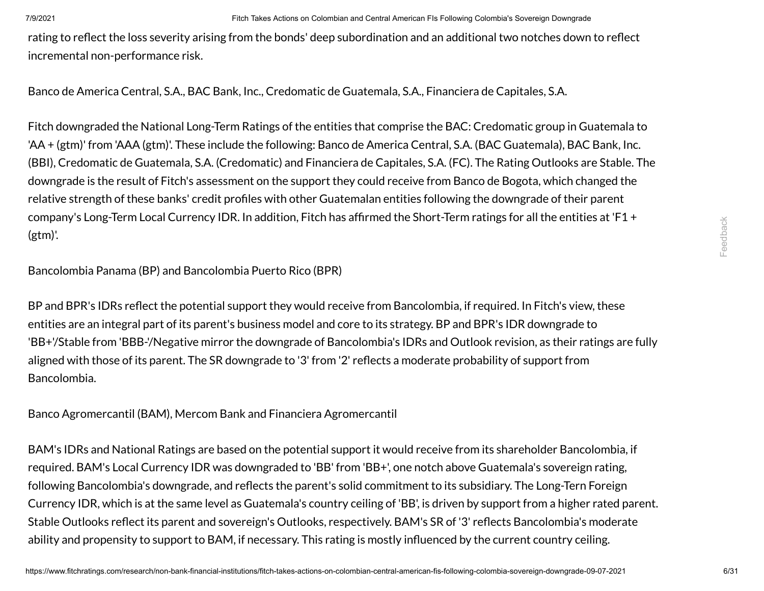rating to reflect the loss severity arising from the bonds' deep subordination and an additional two notches down to reflect incremental non-performance risk.

Banco de America Central, S.A., BAC Bank, Inc., Credomatic de Guatemala, S.A., Financiera de Capitales, S.A.

Fitch downgraded the National Long-Term Ratings of the entities that comprise the BAC: Credomatic group in Guatemala to 'AA + (gtm)' from 'AAA (gtm)'. These include the following: Banco de America Central, S.A. (BAC Guatemala), BAC Bank, Inc. (BBI), Credomatic de Guatemala, S.A. (Credomatic) and Financiera de Capitales, S.A. (FC). The Rating Outlooks are Stable. The downgrade is the result of Fitch's assessment on the support they could receive from Banco de Bogota, which changed the relative strength of these banks' credit profiles with other Guatemalan entities following the downgrade of their parent company's Long-Term Local Currency IDR. In addition, Fitch has affirmed the Short-Term ratings for all the entities at 'F1 + (gtm)'.

Bancolombia Panama (BP) and Bancolombia Puerto Rico (BPR)

BP and BPR's IDRs reflect the potential support they would receive from Bancolombia, if required. In Fitch's view, these entities are an integral part of its parent's business model and core to its strategy. BP and BPR's IDR downgrade to 'BB+'/Stable from 'BBB-'/Negative mirror the downgrade of Bancolombia's IDRs and Outlook revision, as their ratings are fully aligned with those of its parent. The SR downgrade to '3' from '2' reflects a moderate probability of support from Bancolombia.

Banco Agromercantil (BAM), Mercom Bank and Financiera Agromercantil

BAM's IDRs and National Ratings are based on the potential support it would receive from its shareholder Bancolombia, if required. BAM's Local Currency IDR was downgraded to 'BB' from 'BB+', one notch above Guatemala's sovereign rating, following Bancolombia's downgrade, and reflects the parent's solid commitment to its subsidiary. The Long-Tern Foreign Currency IDR, which is at the same level as Guatemala's country ceiling of 'BB', is driven by support from a higher rated parent. Stable Outlooks reflect its parent and sovereign's Outlooks, respectively. BAM's SR of '3' reflects Bancolombia's moderate ability and propensity to support to BAM, if necessary. This rating is mostly influenced by the current country ceiling.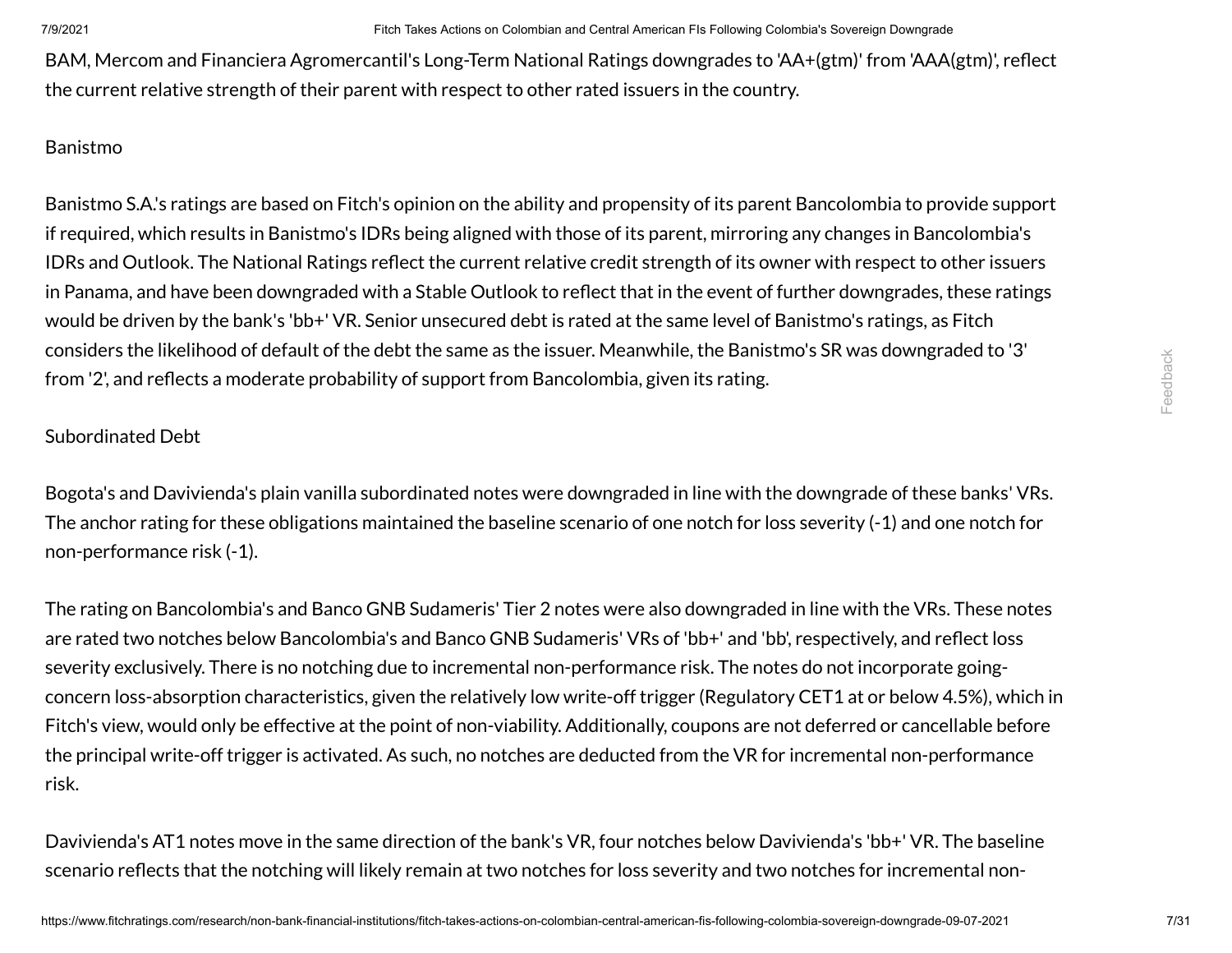BAM, Mercom and Financiera Agromercantil's Long-Term National Ratings downgrades to 'AA+(gtm)' from 'AAA(gtm)', reflect the current relative strength of their parent with respect to other rated issuers in the country.

Banistmo

Banistmo S.A.'s ratings are based on Fitch's opinion on the ability and propensity of its parent Bancolombia to provide support if required, which results in Banistmo's IDRs being aligned with those of its parent, mirroring any changes in Bancolombia's IDRs and Outlook. The National Ratings reflect the current relative credit strength of its owner with respect to other issuers in Panama, and have been downgraded with a Stable Outlook to reflect that in the event of further downgrades, these ratings would be driven by the bank's 'bb+' VR. Senior unsecured debt is rated at the same level of Banistmo's ratings, as Fitch considers the likelihood of default of the debt the same as the issuer. Meanwhile, the Banistmo's SR was downgraded to '3' from '2', and reflects a moderate probability of support from Bancolombia, given its rating.

Subordinated Debt

Bogota's and Davivienda's plain vanilla subordinated notes were downgraded in line with the downgrade of these banks' VRs. The anchor rating for these obligations maintained the baseline scenario of one notch for loss severity (-1) and one notch for non-performance risk (-1).

The rating on Bancolombia's and Banco GNB Sudameris' Tier 2 notes were also downgraded in line with the VRs. These notes are rated two notches below Bancolombia's and Banco GNB Sudameris' VRs of 'bb+' and 'bb', respectively, and reflect loss severity exclusively. There is no notching due to incremental non-performance risk. The notes do not incorporate going-concern loss-absorption characteristics, given the relatively low write-off trigger (Regulatory CET1 at or below 4.5%), which in Fitch's view, would only be effective at the point of non-viability. Additionally, coupons are not deferred or cancellable before the principal write-off trigger is activated. As such, no notches are deducted from the VR for incremental non-performance risk.

Davivienda's AT1 notes move in the same direction of the bank's VR, four notches below Davivienda's 'bb+' VR. The baseline scenario reflects that the notching will likely remain at two notches for loss severity and two notches for incremental non-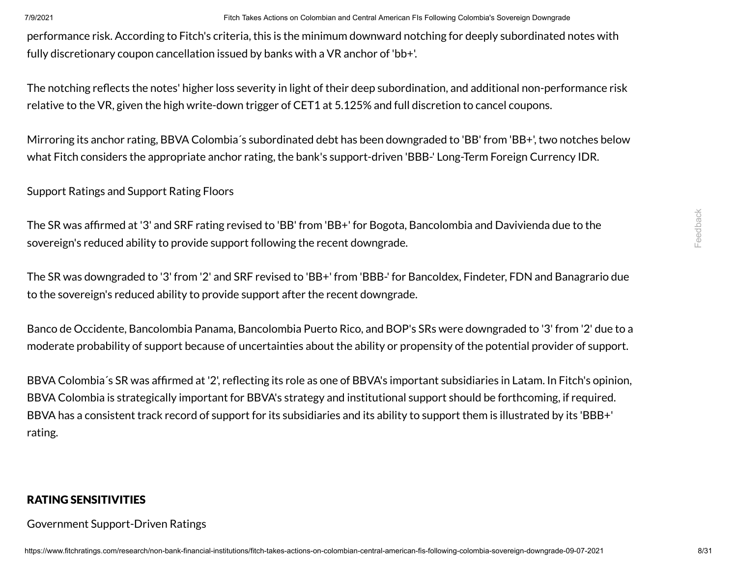performance risk. According to Fitch's criteria, this is the minimum downward notching for deeply subordinated notes with fully discretionary coupon cancellation issued by banks with a VR anchor of 'bb+'.

The notching reflects the notes' higher loss severity in light of their deep subordination, and additional non-performance risk relative to the VR, given the high write-down trigger of CET1 at 5.125% and full discretion to cancel coupons.

Mirroring its anchor rating, BBVA Colombia´s subordinated debt has been downgraded to 'BB' from 'BB+', two notches below what Fitch considers the appropriate anchor rating, the bank's support-driven 'BBB-' Long-Term Foreign Currency IDR.

Support Ratings and Support Rating Floors

The SR was affirmed at '3' and SRF rating revised to 'BB' from 'BB+' for Bogota, Bancolombia and Davivienda due to the sovereign's reduced ability to provide support following the recent downgrade.

The SR was downgraded to '3' from '2' and SRF revised to 'BB+' from 'BBB-' for Bancoldex, Findeter, FDN and Banagrario due to the sovereign's reduced ability to provide support after the recent downgrade.

Banco de Occidente, Bancolombia Panama, Bancolombia Puerto Rico, and BOP's SRs were downgraded to '3' from '2' due to a moderate probability of support because of uncertainties about the ability or propensity of the potential provider of support.

BBVA Colombia´s SR was affirmed at '2', reflecting its role as one of BBVA's important subsidiaries in Latam. In Fitch's opinion, BBVA Colombia is strategically important for BBVA's strategy and institutional support should be forthcoming, if required. BBVA has a consistent track record of support for its subsidiaries and its ability to support them is illustrated by its 'BBB+' rating.

## RATING SENSITIVITIES

Government Support-Driven Ratings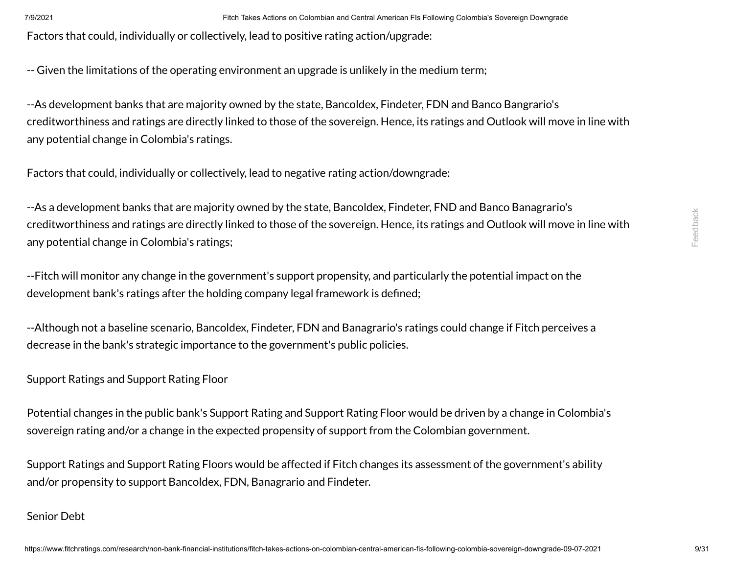Factors that could, individually or collectively, lead to positive rating action/upgrade:

-- Given the limitations of the operating environment an upgrade is unlikely in the medium term;

--As development banks that are majority owned by the state, Bancoldex, Findeter, FDN and Banco Bangrario's creditworthiness and ratings are directly linked to those of the sovereign. Hence, its ratings and Outlook will move in line with any potential change in Colombia's ratings.

Factors that could, individually or collectively, lead to negative rating action/downgrade:

--As a development banks that are majority owned by the state, Bancoldex, Findeter, FND and Banco Banagrario's creditworthiness and ratings are directly linked to those of the sovereign. Hence, its ratings and Outlook will move in line with any potential change in Colombia's ratings;

--Fitch will monitor any change in the government's support propensity, and particularly the potential impact on the development bank's ratings after the holding company legal framework is defined;

--Although not a baseline scenario, Bancoldex, Findeter, FDN and Banagrario's ratings could change if Fitch perceives a decrease in the bank's strategic importance to the government's public policies.

Support Ratings and Support Rating Floor

Potential changes in the public bank's Support Rating and Support Rating Floor would be driven by a change in Colombia's sovereign rating and/or a change in the expected propensity of support from the Colombian government.

Support Ratings and Support Rating Floors would be affected if Fitch changes its assessment of the government's ability and/or propensity to support Bancoldex, FDN, Banagrario and Findeter.

Senior Debt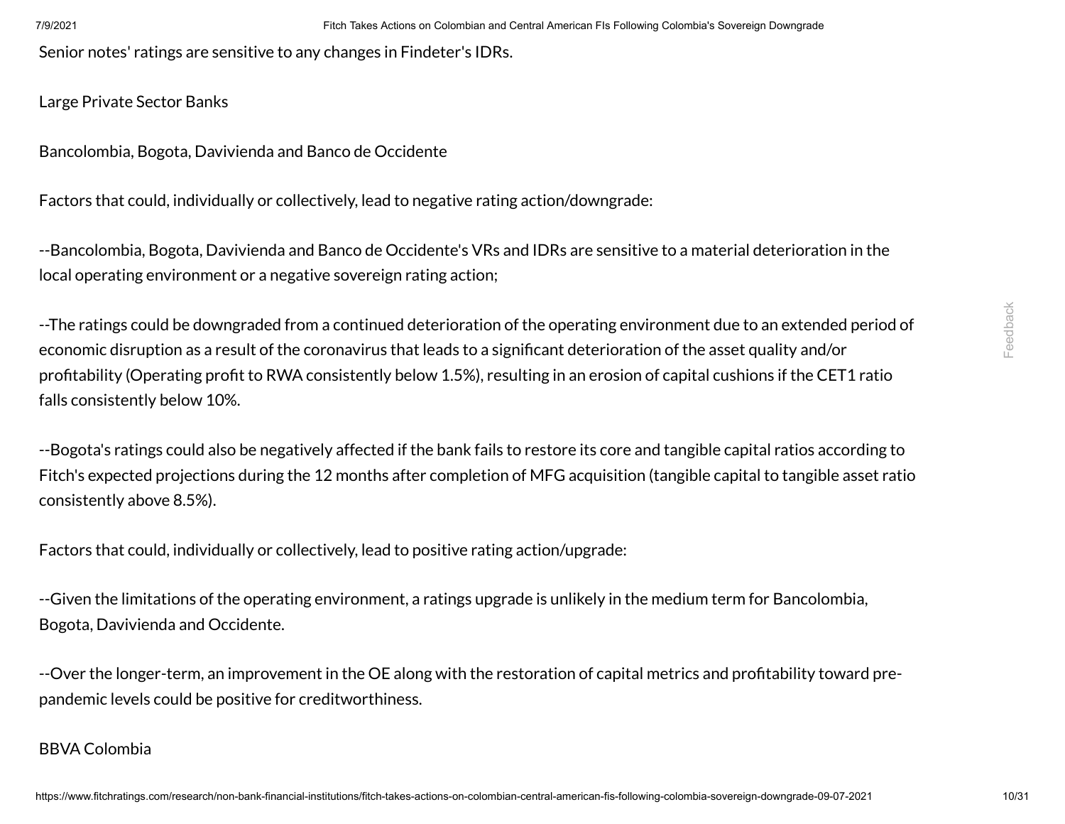Senior notes' ratings are sensitive to any changes in Findeter's IDRs.

Large Private Sector Banks

Bancolombia, Bogota, Davivienda and Banco de Occidente

Factors that could, individually or collectively, lead to negative rating action/downgrade:

--Bancolombia, Bogota, Davivienda and Banco de Occidente's VRs and IDRs are sensitive to a material deterioration in the local operating environment or a negative sovereign rating action;

--The ratings could be downgraded from a continued deterioration of the operating environment due to an extended period of economic disruption as a result of the coronavirus that leads to a significant deterioration of the asset quality and/or profitability (Operating profit to RWA consistently below 1.5%), resulting in an erosion of capital cushions if the CET1 ratio falls consistently below 10%.

--Bogota's ratings could also be negatively affected if the bank fails to restore its core and tangible capital ratios according to Fitch's expected projections during the 12 months after completion of MFG acquisition (tangible capital to tangible asset ratio consistently above 8.5%).

Factors that could, individually or collectively, lead to positive rating action/upgrade:

--Given the limitations of the operating environment, a ratings upgrade is unlikely in the medium term for Bancolombia, Bogota, Davivienda and Occidente.

--Over the longer-term, an improvement in the OE along with the restoration of capital metrics and profitability toward pre-pandemic levels could be positive for creditworthiness.

BBVA Colombia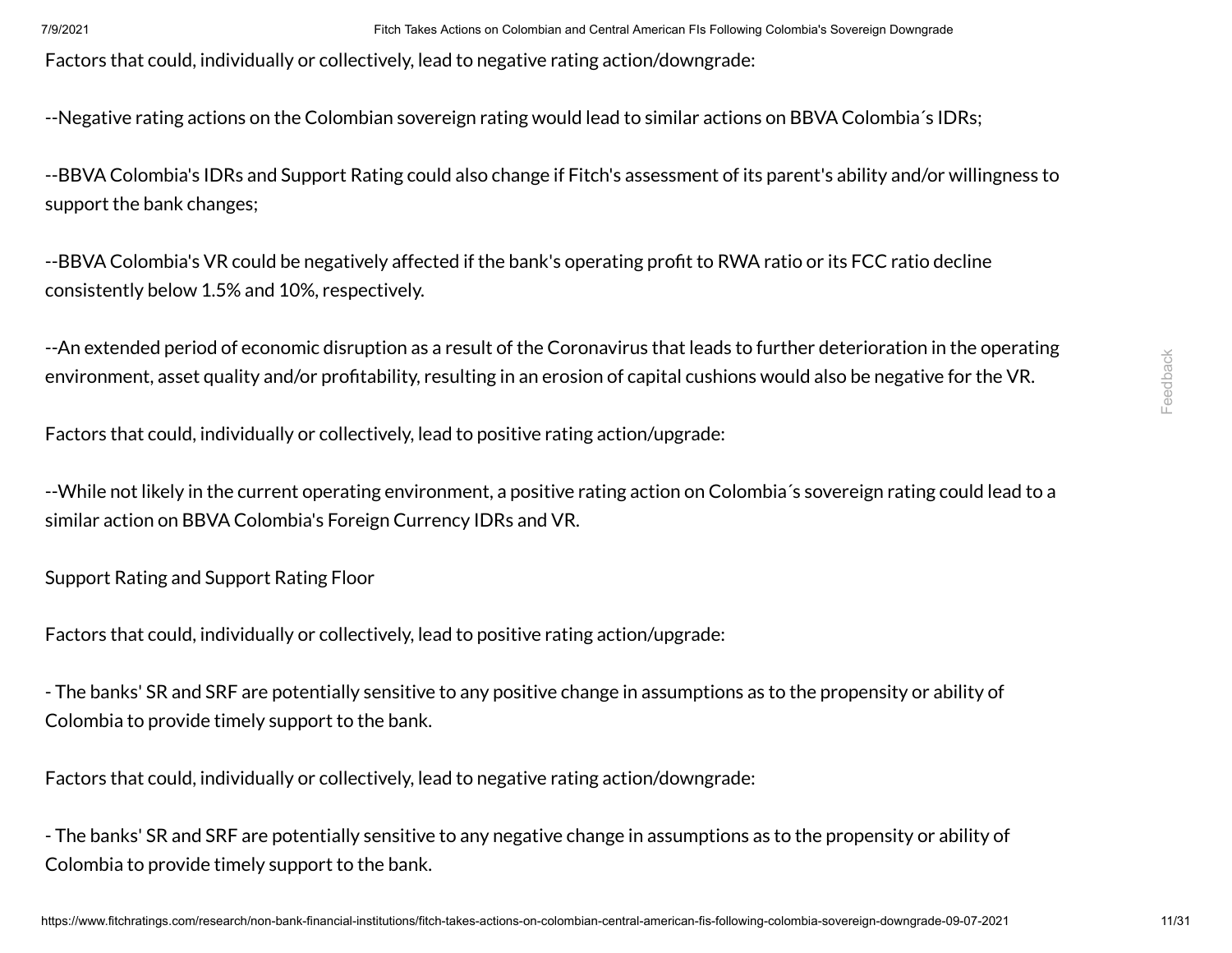Factors that could, individually or collectively, lead to negative rating action/downgrade:

--Negative rating actions on the Colombian sovereign rating would lead to similar actions on BBVA Colombia´s IDRs;

--BBVA Colombia's IDRs and Support Rating could also change if Fitch's assessment of its parent's ability and/or willingness to support the bank changes;

--BBVA Colombia's VR could be negatively affected if the bank's operating profit to RWA ratio or its FCC ratio decline consistently below 1.5% and 10%, respectively.

--An extended period of economic disruption as a result of the Coronavirus that leads to further deterioration in the operating environment, asset quality and/or profitability, resulting in an erosion of capital cushions would also be negative for the VR.

Factors that could, individually or collectively, lead to positive rating action/upgrade:

--While not likely in the current operating environment, a positive rating action on Colombia´s sovereign rating could lead to a similar action on BBVA Colombia's Foreign Currency IDRs and VR.

Support Rating and Support Rating Floor

Factors that could, individually or collectively, lead to positive rating action/upgrade:

- The banks' SR and SRF are potentially sensitive to any positive change in assumptions as to the propensity or ability of Colombia to provide timely support to the bank.

Factors that could, individually or collectively, lead to negative rating action/downgrade:

- The banks' SR and SRF are potentially sensitive to any negative change in assumptions as to the propensity or ability of Colombia to provide timely support to the bank.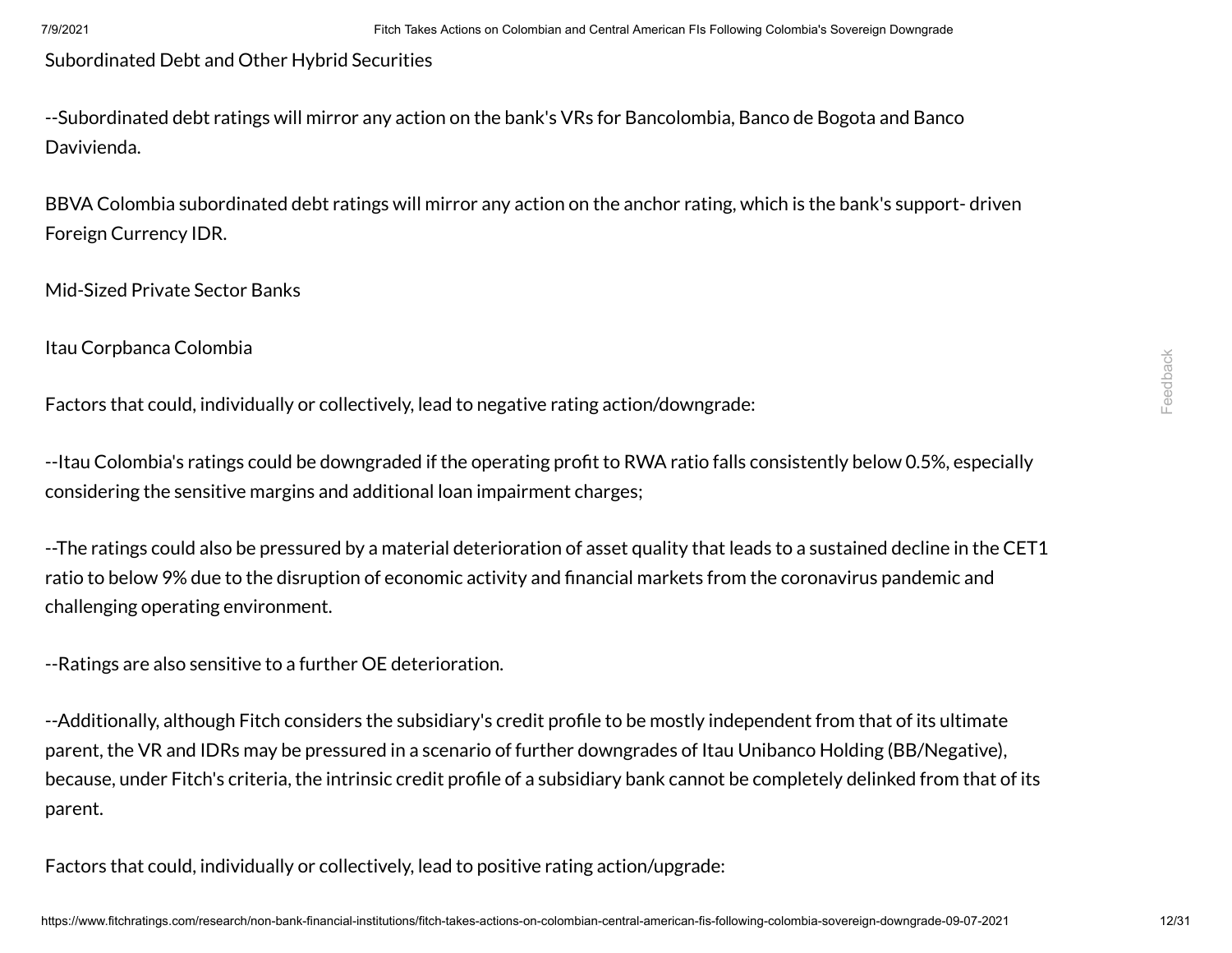Subordinated Debt and Other Hybrid Securities

--Subordinated debt ratings will mirror any action on the bank's VRs for Bancolombia, Banco de Bogota and Banco Davivienda.

BBVA Colombia subordinated debt ratings will mirror any action on the anchor rating, which is the bank's support- driven Foreign Currency IDR.

Mid-Sized Private Sector Banks

Itau Corpbanca Colombia

Factors that could, individually or collectively, lead to negative rating action/downgrade:

--Itau Colombia's ratings could be downgraded if the operating profit to RWA ratio falls consistently below 0.5%, especially considering the sensitive margins and additional loan impairment charges;

--The ratings could also be pressured by a material deterioration of asset quality that leads to a sustained decline in the CET1 ratio to below 9% due to the disruption of economic activity and financial markets from the coronavirus pandemic and challenging operating environment.

--Ratings are also sensitive to a further OE deterioration.

--Additionally, although Fitch considers the subsidiary's credit profile to be mostly independent from that of its ultimate parent, the VR and IDRs may be pressured in a scenario of further downgrades of Itau Unibanco Holding (BB/Negative), because, under Fitch's criteria, the intrinsic credit profile of a subsidiary bank cannot be completely delinked from that of its parent.

Factors that could, individually or collectively, lead to positive rating action/upgrade: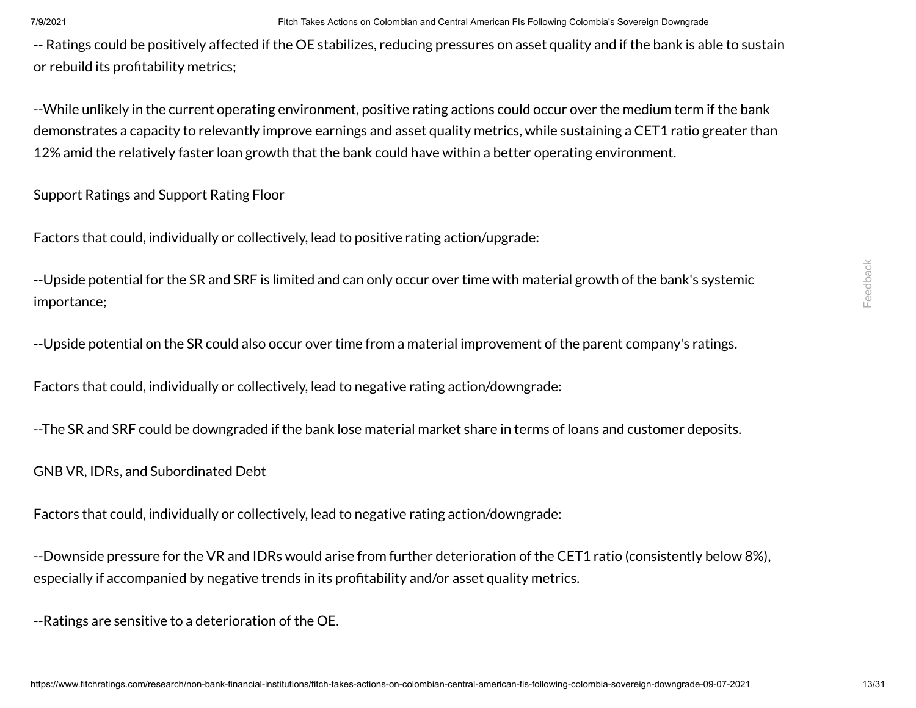-- Ratings could be positively affected if the OE stabilizes, reducing pressures on asset quality and if the bank is able to sustain or rebuild its profitability metrics;

--While unlikely in the current operating environment, positive rating actions could occur over the medium term if the bank demonstrates a capacity to relevantly improve earnings and asset quality metrics, while sustaining a CET1 ratio greater than 12% amid the relatively faster loan growth that the bank could have within a better operating environment.

Support Ratings and Support Rating Floor

Factors that could, individually or collectively, lead to positive rating action/upgrade:

--Upside potential for the SR and SRF is limited and can only occur over time with material growth of the bank's systemic importance;

--Upside potential on the SR could also occur over time from a material improvement of the parent company's ratings.

Factors that could, individually or collectively, lead to negative rating action/downgrade:

--The SR and SRF could be downgraded if the bank lose material market share in terms of loans and customer deposits.

GNB VR, IDRs, and Subordinated Debt

Factors that could, individually or collectively, lead to negative rating action/downgrade:

--Downside pressure for the VR and IDRs would arise from further deterioration of the CET1 ratio (consistently below 8%), especially if accompanied by negative trends in its profitability and/or asset quality metrics.

--Ratings are sensitive to a deterioration of the OE.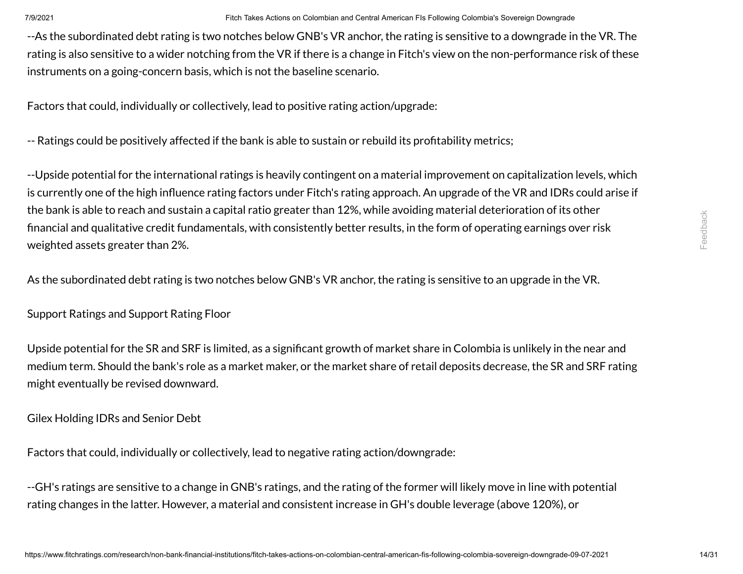--As the subordinated debt rating is two notches below GNB's VR anchor, the rating is sensitive to a downgrade in the VR. The rating is also sensitive to a wider notching from the VR if there is a change in Fitch's view on the non-performance risk of these instruments on a going-concern basis, which is not the baseline scenario.

Factors that could, individually or collectively, lead to positive rating action/upgrade:

-- Ratings could be positively affected if the bank is able to sustain or rebuild its profitability metrics;

--Upside potential for the international ratings is heavily contingent on a material improvement on capitalization levels, which is currently one of the high influence rating factors under Fitch's rating approach. An upgrade of the VR and IDRs could arise if the bank is able to reach and sustain a capital ratio greater than 12%, while avoiding material deterioration of its other financial and qualitative credit fundamentals, with consistently better results, in the form of operating earnings over risk weighted assets greater than 2%.

As the subordinated debt rating is two notches below GNB's VR anchor, the rating is sensitive to an upgrade in the VR.

Support Ratings and Support Rating Floor

Upside potential for the SR and SRF is limited, as a significant growth of market share in Colombia is unlikely in the near and medium term. Should the bank's role as a market maker, or the market share of retail deposits decrease, the SR and SRF rating might eventually be revised downward.

Gilex Holding IDRs and Senior Debt

Factors that could, individually or collectively, lead to negative rating action/downgrade:

--GH's ratings are sensitive to a change in GNB's ratings, and the rating of the former will likely move in line with potential rating changes in the latter. However, a material and consistent increase in GH's double leverage (above 120%), or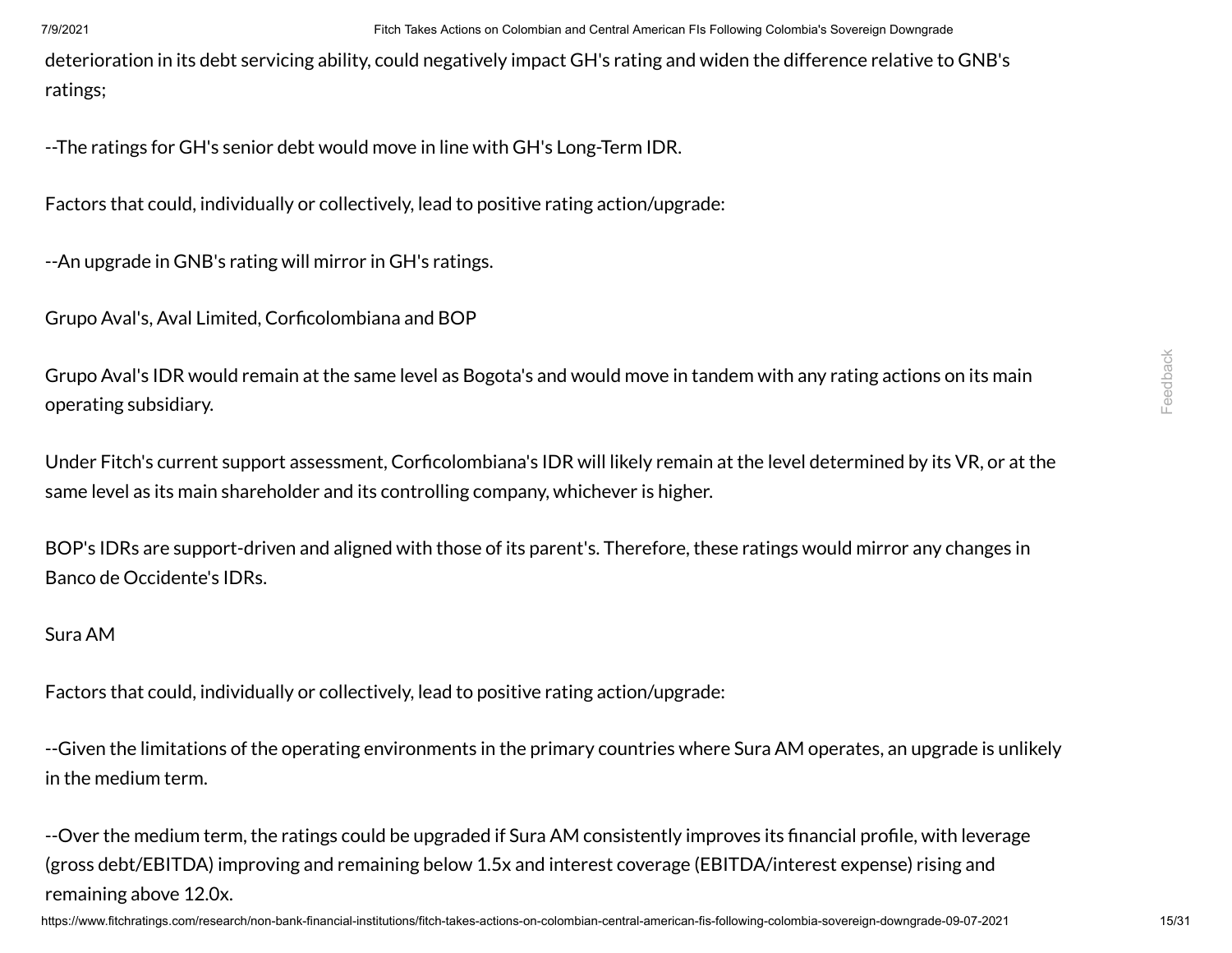deterioration in its debt servicing ability, could negatively impact GH's rating and widen the difference relative to GNB's ratings;

--The ratings for GH's senior debt would move in line with GH's Long-Term IDR.

Factors that could, individually or collectively, lead to positive rating action/upgrade:

--An upgrade in GNB's rating will mirror in GH's ratings.

Grupo Aval's, Aval Limited, Corficolombiana and BOP

Grupo Aval's IDR would remain at the same level as Bogota's and would move in tandem with any rating actions on its main operating subsidiary.

Under Fitch's current support assessment, Corficolombiana's IDR will likely remain at the level determined by its VR, or at the same level as its main shareholder and its controlling company, whichever is higher.

BOP's IDRs are support-driven and aligned with those of its parent's. Therefore, these ratings would mirror any changes in Banco de Occidente's IDRs.

Sura AM

Factors that could, individually or collectively, lead to positive rating action/upgrade:

--Given the limitations of the operating environments in the primary countries where Sura AM operates, an upgrade is unlikely in the medium term.

--Over the medium term, the ratings could be upgraded if Sura AM consistently improves its financial profile, with leverage (gross debt/EBITDA) improving and remaining below 1.5x and interest coverage (EBITDA/interest expense) rising and remaining above 12.0x.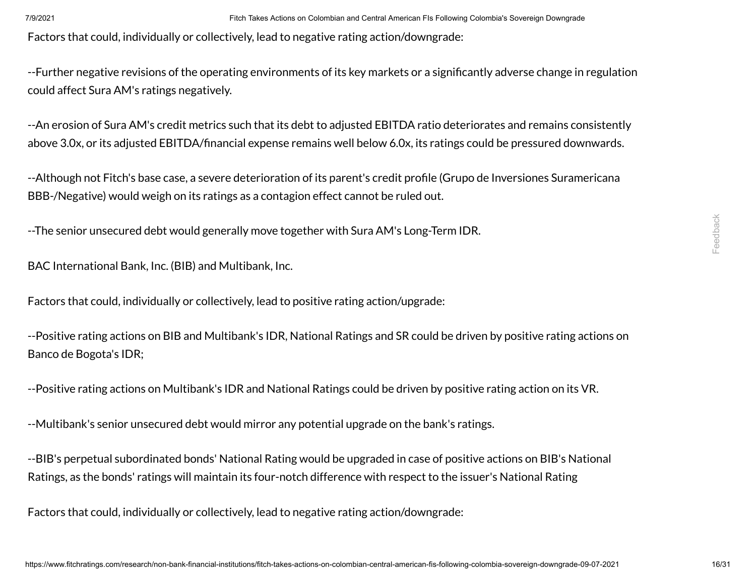Factors that could, individually or collectively, lead to negative rating action/downgrade:

--Further negative revisions of the operating environments of its key markets or a significantly adverse change in regulation could affect Sura AM's ratings negatively.

--An erosion of Sura AM's credit metrics such that its debt to adjusted EBITDA ratio deteriorates and remains consistently above 3.0x, or its adjusted EBITDA/financial expense remains well below 6.0x, its ratings could be pressured downwards.

--Although not Fitch's base case, a severe deterioration of its parent's credit profile (Grupo de Inversiones Suramericana BBB-/Negative) would weigh on its ratings as a contagion effect cannot be ruled out.

--The senior unsecured debt would generally move together with Sura AM's Long-Term IDR.

BAC International Bank, Inc. (BIB) and Multibank, Inc.

Factors that could, individually or collectively, lead to positive rating action/upgrade:

--Positive rating actions on BIB and Multibank's IDR, National Ratings and SR could be driven by positive rating actions on Banco de Bogota's IDR;

--Positive rating actions on Multibank's IDR and National Ratings could be driven by positive rating action on its VR.

--Multibank's senior unsecured debt would mirror any potential upgrade on the bank's ratings.

--BIB's perpetual subordinated bonds' National Rating would be upgraded in case of positive actions on BIB's National Ratings, as the bonds' ratings will maintain its four-notch difference with respect to the issuer's National Rating

Factors that could, individually or collectively, lead to negative rating action/downgrade: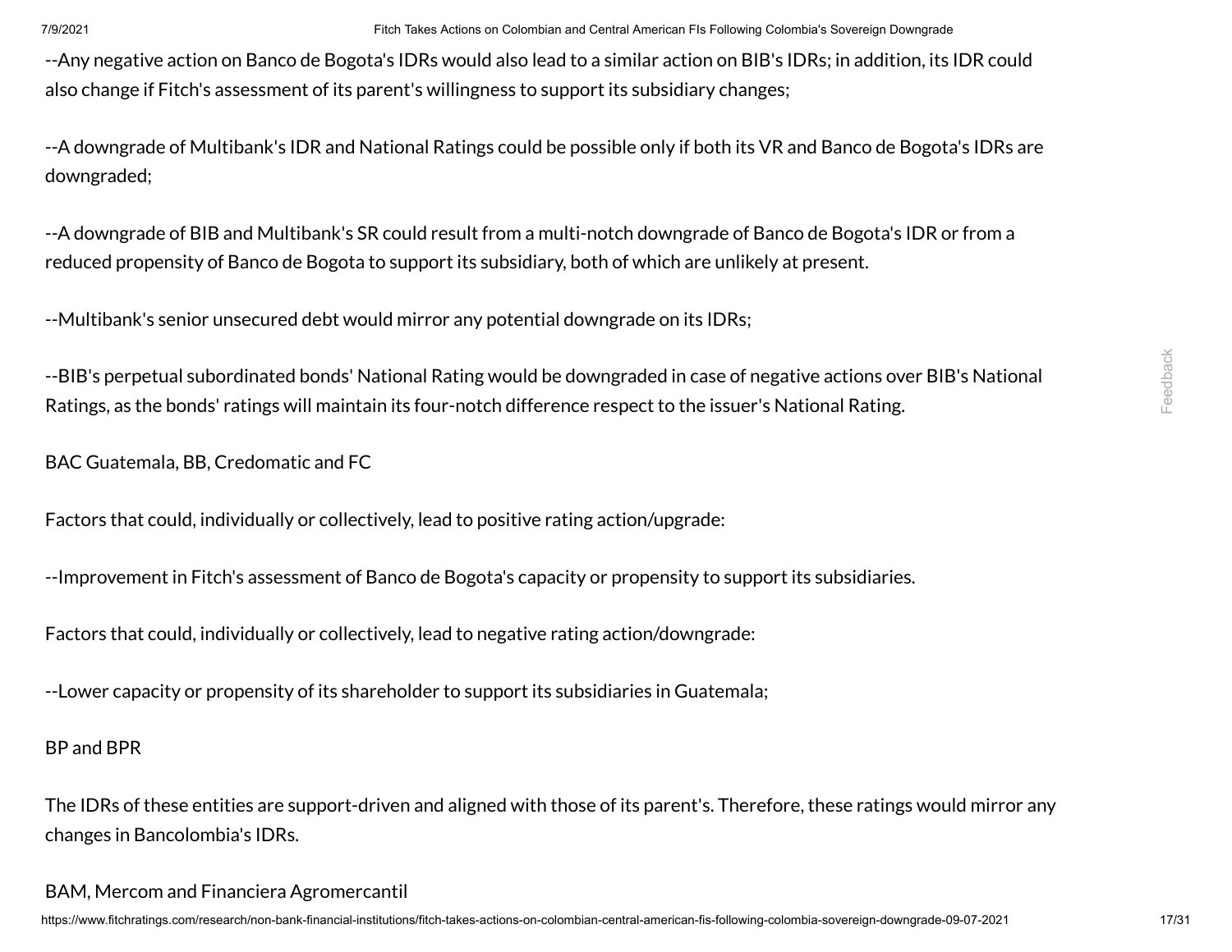--Any negative action on Banco de Bogota's IDRs would also lead to a similar action on BIB's IDRs; in addition, its IDR could also change if Fitch's assessment of its parent's willingness to support its subsidiary changes;

--A downgrade of Multibank's IDR and National Ratings could be possible only if both its VR and Banco de Bogota's IDRs are downgraded;

--A downgrade of BIB and Multibank's SR could result from a multi-notch downgrade of Banco de Bogota's IDR or from a reduced propensity of Banco de Bogota to support its subsidiary, both of which are unlikely at present.

--Multibank's senior unsecured debt would mirror any potential downgrade on its IDRs;

--BIB's perpetual subordinated bonds' National Rating would be downgraded in case of negative actions over BIB's National Ratings, as the bonds' ratings will maintain its four-notch difference respect to the issuer's National Rating.

BAC Guatemala, BB, Credomatic and FC

Factors that could, individually or collectively, lead to positive rating action/upgrade:

--Improvement in Fitch's assessment of Banco de Bogota's capacity or propensity to support its subsidiaries.

Factors that could, individually or collectively, lead to negative rating action/downgrade:

--Lower capacity or propensity of its shareholder to support its subsidiaries in Guatemala;

BP and BPR

The IDRs of these entities are support-driven and aligned with those of its parent's. Therefore, these ratings would mirror any changes in Bancolombia's IDRs.

BAM, Mercom and Financiera Agromercantil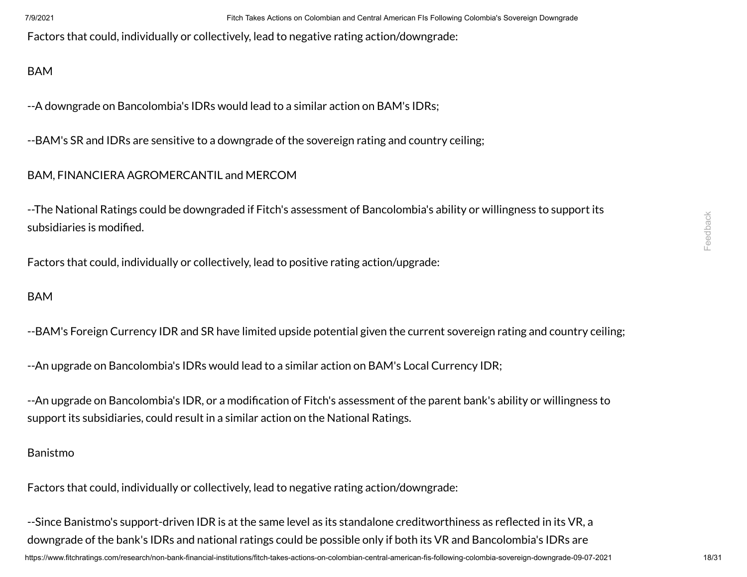Factors that could, individually or collectively, lead to negative rating action/downgrade:

BAM

--A downgrade on Bancolombia's IDRs would lead to a similar action on BAM's IDRs;

--BAM's SR and IDRs are sensitive to a downgrade of the sovereign rating and country ceiling;

BAM, FINANCIERA AGROMERCANTIL and MERCOM

--The National Ratings could be downgraded if Fitch's assessment of Bancolombia's ability or willingness to support its subsidiaries is modified.

Factors that could, individually or collectively, lead to positive rating action/upgrade:

BAM

--BAM's Foreign Currency IDR and SR have limited upside potential given the current sovereign rating and country ceiling;

--An upgrade on Bancolombia's IDRs would lead to a similar action on BAM's Local Currency IDR;

--An upgrade on Bancolombia's IDR, or a modification of Fitch's assessment of the parent bank's ability or willingness to support its subsidiaries, could result in a similar action on the National Ratings.

Banistmo

Factors that could, individually or collectively, lead to negative rating action/downgrade:

--Since Banistmo's support-driven IDR is at the same level as its standalone creditworthiness as reflected in its VR, a downgrade of the bank's IDRs and national ratings could be possible only if both its VR and Bancolombia's IDRs are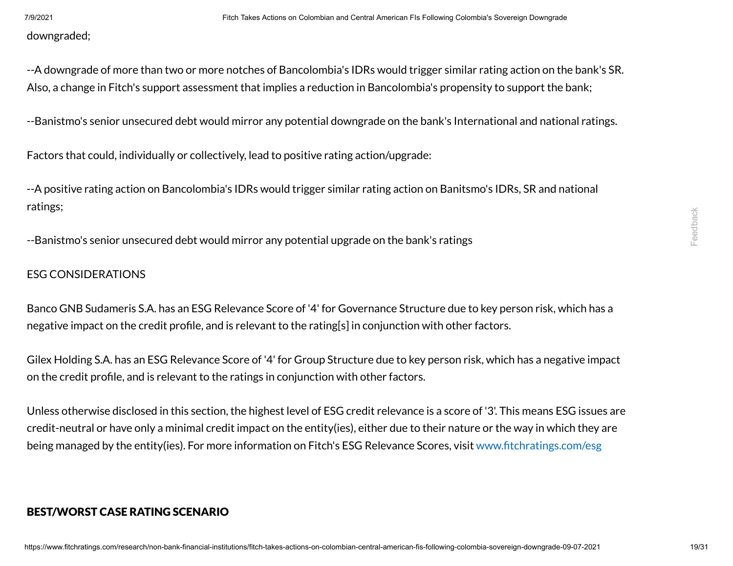downgraded;

--A downgrade of more than two or more notches of Bancolombia's IDRs would trigger similar rating action on the bank's SR. Also, a change in Fitch's support assessment that implies a reduction in Bancolombia's propensity to support the bank;

--Banistmo's senior unsecured debt would mirror any potential downgrade on the bank's International and national ratings.

Factors that could, individually or collectively, lead to positive rating action/upgrade:

--A positive rating action on Bancolombia's IDRs would trigger similar rating action on Banitsmo's IDRs, SR and national ratings;

--Banistmo's senior unsecured debt would mirror any potential upgrade on the bank's ratings

ESG CONSIDERATIONS

Banco GNB Sudameris S.A. has an ESG Relevance Score of '4' for Governance Structure due to key person risk, which has a negative impact on the credit profile, and is relevant to the rating[s] in conjunction with other factors.

Gilex Holding S.A. has an ESG Relevance Score of '4' for Group Structure due to key person risk, which has a negative impact on the credit profile, and is relevant to the ratings in conjunction with other factors.

Unless otherwise disclosed in this section, the highest level of ESG credit relevance is a score of '3'. This means ESG issues are credit-neutral or have only a minimal credit impact on the entity(ies), either due to their nature or the way in which they are being managed by the entity(ies). For more information on Fitch's ESG Relevance Scores, visit www.fitchratings.com/esg

## BEST/WORST CASE RATING SCENARIO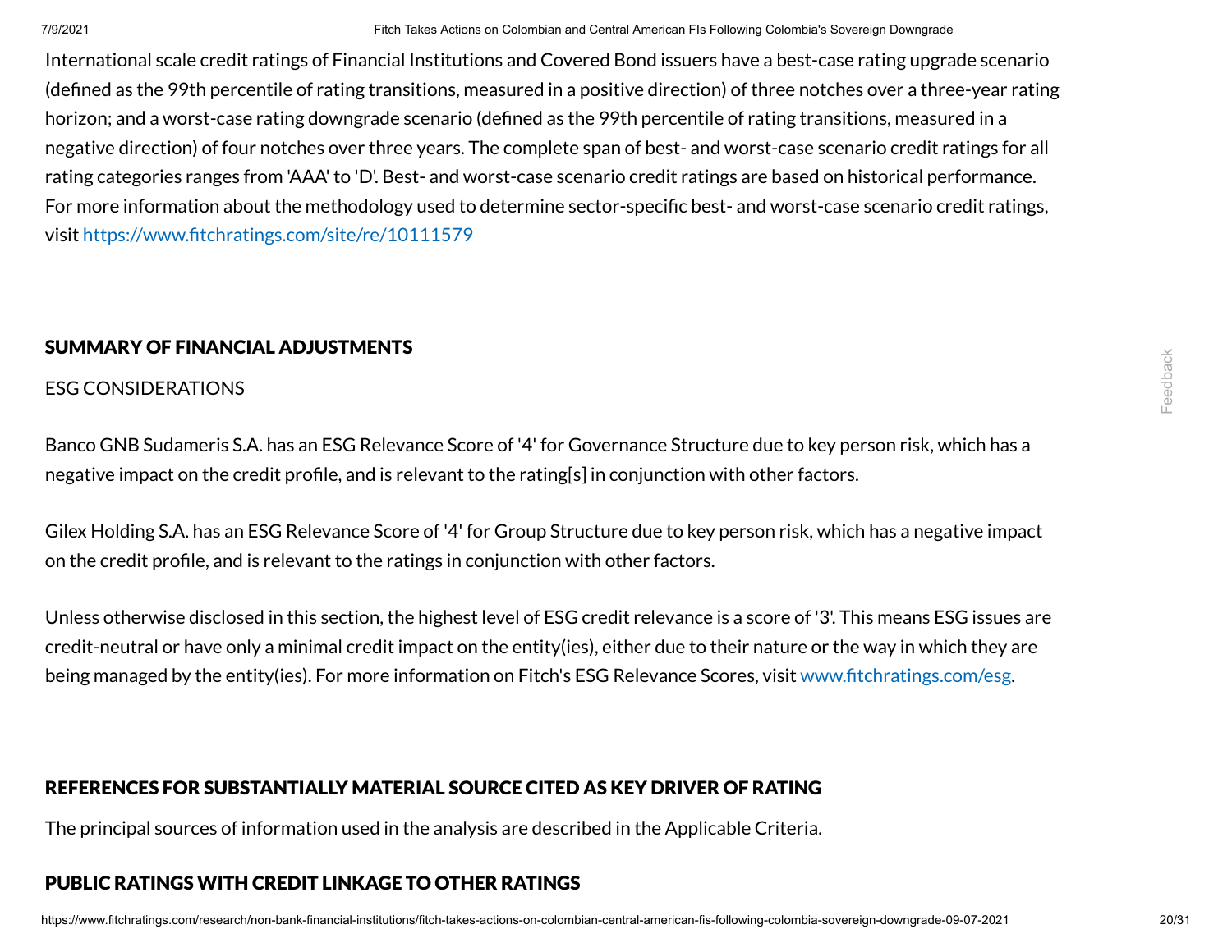International scale credit ratings of Financial Institutions and Covered Bond issuers have a best-case rating upgrade scenario (defined as the 99th percentile of rating transitions, measured in a positive direction) of three notches over a three-year rating horizon; and a worst-case rating downgrade scenario (defined as the 99th percentile of rating transitions, measured in a negative direction) of four notches over three years. The complete span of best- and worst-case scenario credit ratings for all rating categories ranges from 'AAA' to 'D'. Best- and worst-case scenario credit ratings are based on historical performance. For more information about the methodology used to determine sector-specific best- and worst-case scenario credit ratings, visit https://www.fitchratings.com/site/re/10111579

## SUMMARY OF FINANCIAL ADJUSTMENTS

ESG CONSIDERATIONS

Banco GNB Sudameris S.A. has an ESG Relevance Score of '4' for Governance Structure due to key person risk, which has a negative impact on the credit profile, and is relevant to the rating[s] in conjunction with other factors.

Gilex Holding S.A. has an ESG Relevance Score of '4' for Group Structure due to key person risk, which has a negative impact on the credit profile, and is relevant to the ratings in conjunction with other factors.

Unless otherwise disclosed in this section, the highest level of ESG credit relevance is a score of '3'. This means ESG issues are credit-neutral or have only a minimal credit impact on the entity(ies), either due to their nature or the way in which they are being managed by the entity(ies). For more information on Fitch's ESG Relevance Scores, visit www.fitchratings.com/esg.

## REFERENCES FOR SUBSTANTIALLY MATERIAL SOURCE CITED AS KEY DRIVER OF RATING

The principal sources of information used in the analysis are described in the Applicable Criteria.

## PUBLIC RATINGS WITH CREDIT LINKAGE TO OTHER RATINGS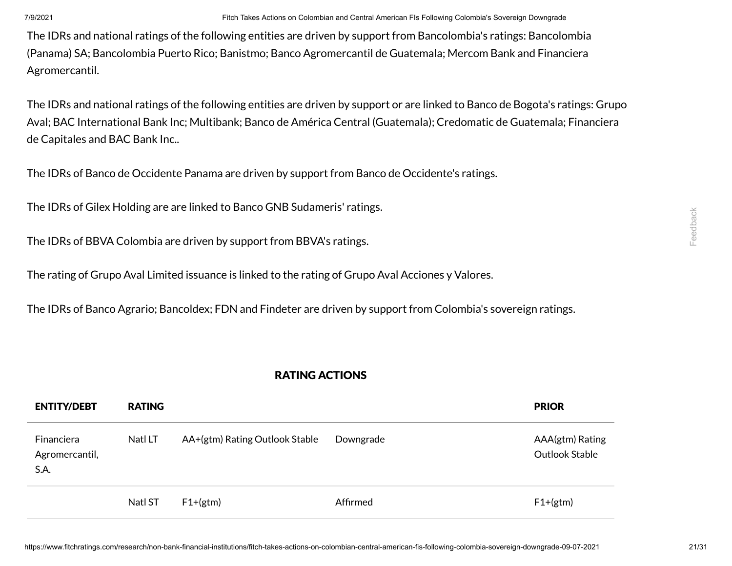The IDRs and national ratings of the following entities are driven by support from Bancolombia's ratings: Bancolombia (Panama) SA; Bancolombia Puerto Rico; Banistmo; Banco Agromercantil de Guatemala; Mercom Bank and Financiera Agromercantil.

The IDRs and national ratings of the following entities are driven by support or are linked to Banco de Bogota's ratings: Grupo Aval; BAC International Bank Inc; Multibank; Banco de América Central (Guatemala); Credomatic de Guatemala; Financiera de Capitales and BAC Bank Inc..

The IDRs of Banco de Occidente Panama are driven by support from Banco de Occidente's ratings.

The IDRs of Gilex Holding are are linked to Banco GNB Sudameris' ratings.

The IDRs of BBVA Colombia are driven by support from BBVA's ratings.

The rating of Grupo Aval Limited issuance is linked to the rating of Grupo Aval Acciones y Valores.

The IDRs of Banco Agrario; Bancoldex; FDN and Findeter are driven by support from Colombia's sovereign ratings.

## RATING ACTIONS

| ENTITY/DEBT | RATING | | | PRIOR |
|---|---|---|---|---|
| Financiera Agromercantil, S.A. | Natl LT | AA+(gtm) Rating Outlook Stable | Downgrade | AAA(gtm) Rating Outlook Stable |
| | Natl ST | F1+(gtm) | Affirmed | F1+(gtm) |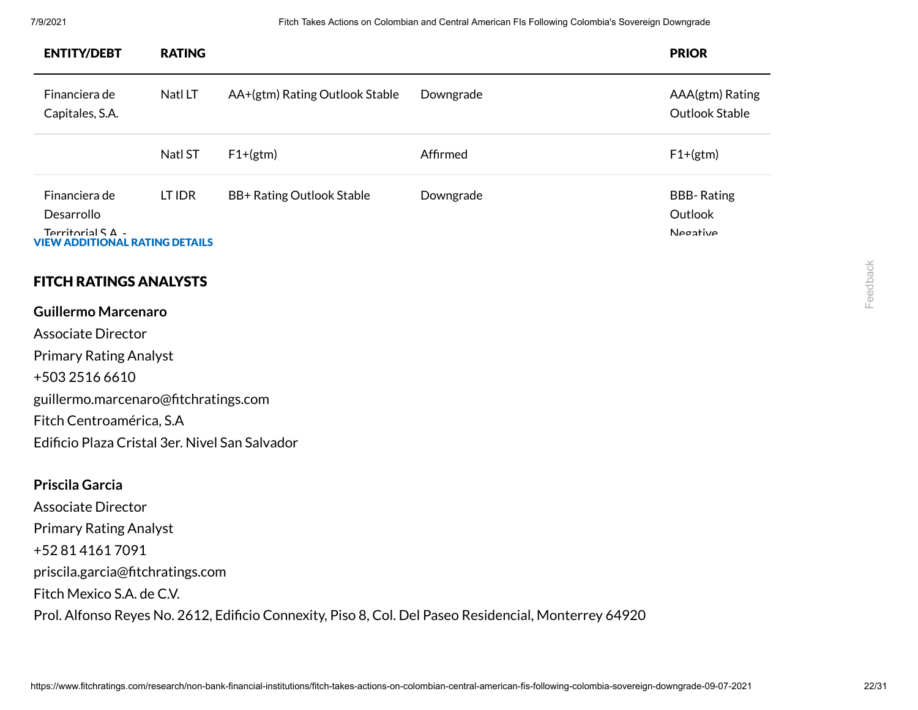| ENTITY/DEBT | RATING | | | PRIOR |
|---|---|---|---|---|
| Financiera de Capitales, S.A. | Natl LT | AA+(gtm) Rating Outlook Stable | Downgrade | AAA(gtm) Rating Outlook Stable |
| | Natl ST | F1+(gtm) | Affirmed | F1+(gtm) |
| Financiera de Desarrollo Territorial S.A. - | LT IDR | BB+ Rating Outlook Stable | Downgrade | BBB- Rating Outlook Negative |

**VIEW ADDITIONAL RATING DETAILS**

## FITCH RATINGS ANALYSTS

**Guillermo Marcenaro**
Associate Director
Primary Rating Analyst
+503 2516 6610
guillermo.marcenaro@fitchratings.com
Fitch Centroamérica, S.A
Edificio Plaza Cristal 3er. Nivel San Salvador

**Priscila Garcia**
Associate Director
Primary Rating Analyst
+52 81 4161 7091
priscila.garcia@fitchratings.com
Fitch Mexico S.A. de C.V.
Prol. Alfonso Reyes No. 2612, Edificio Connexity, Piso 8, Col. Del Paseo Residencial, Monterrey 64920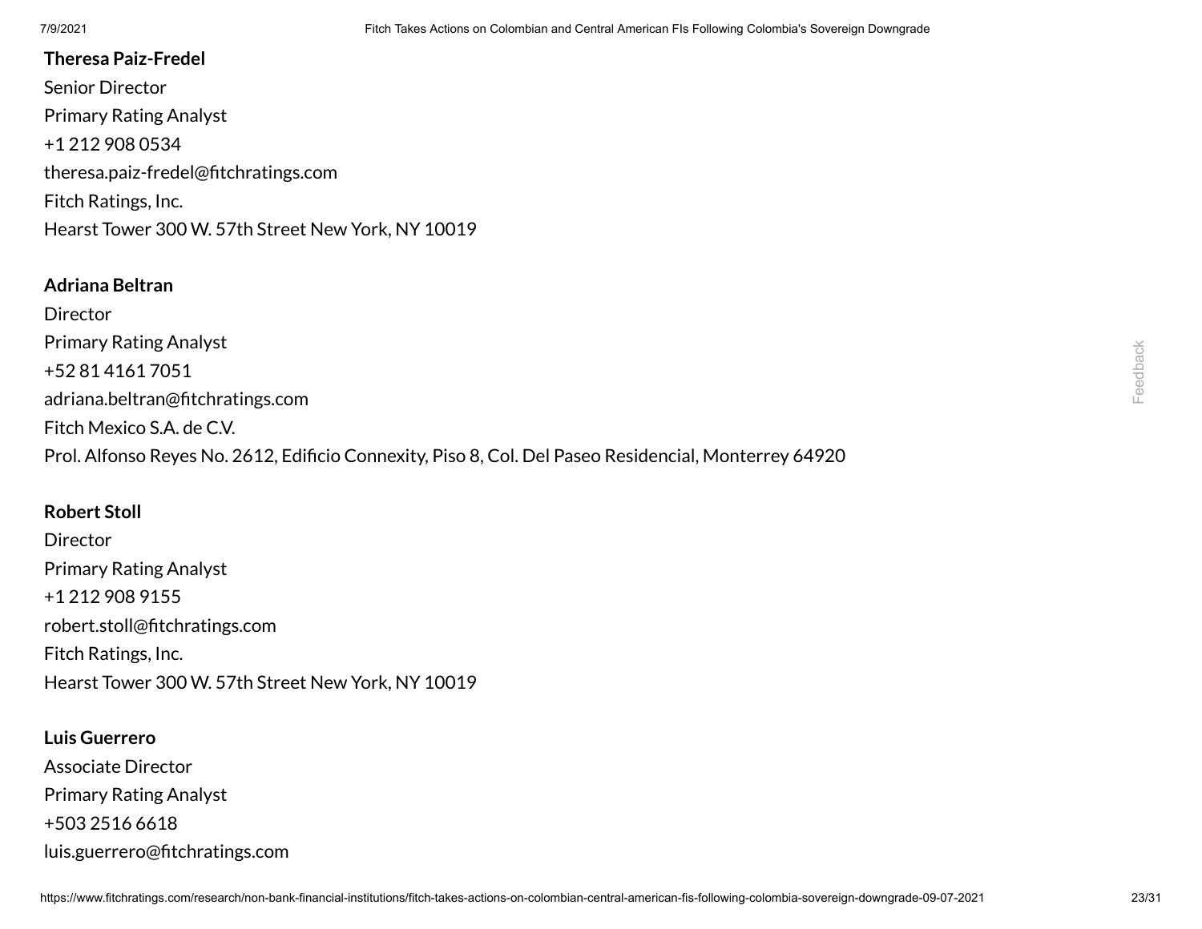**Theresa Paiz-Fredel**
Senior Director
Primary Rating Analyst
+1 212 908 0534
theresa.paiz-fredel@fitchratings.com
Fitch Ratings, Inc.
Hearst Tower 300 W. 57th Street New York, NY 10019

**Adriana Beltran**
Director
Primary Rating Analyst
+52 81 4161 7051
adriana.beltran@fitchratings.com
Fitch Mexico S.A. de C.V.
Prol. Alfonso Reyes No. 2612, Edificio Connexity, Piso 8, Col. Del Paseo Residencial, Monterrey 64920

**Robert Stoll**
Director
Primary Rating Analyst
+1 212 908 9155
robert.stoll@fitchratings.com
Fitch Ratings, Inc.
Hearst Tower 300 W. 57th Street New York, NY 10019

**Luis Guerrero**
Associate Director
Primary Rating Analyst
+503 2516 6618
luis.guerrero@fitchratings.com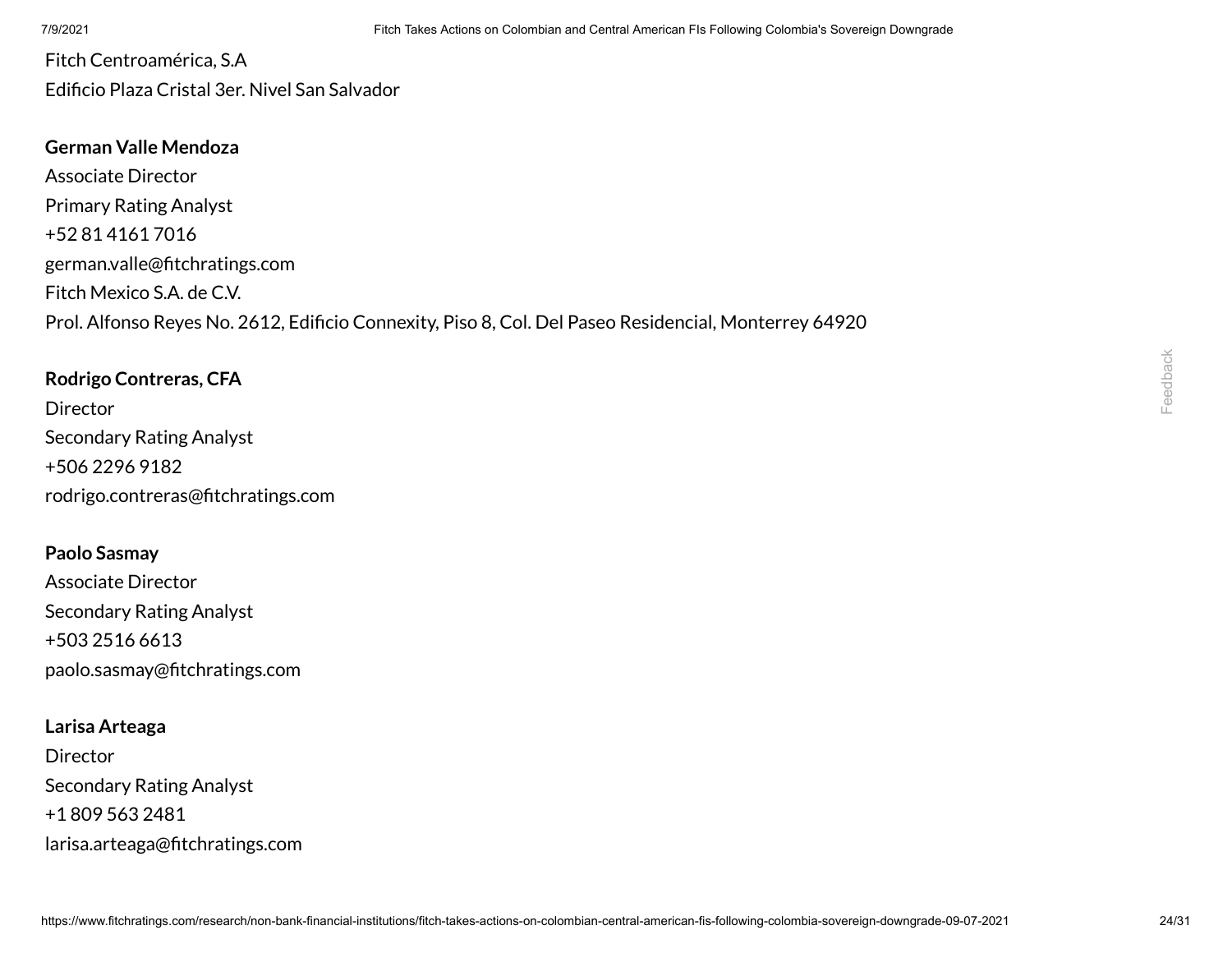Fitch Centroamérica, S.A
Edificio Plaza Cristal 3er. Nivel San Salvador

**German Valle Mendoza**
Associate Director
Primary Rating Analyst
+52 81 4161 7016
german.valle@fitchratings.com
Fitch Mexico S.A. de C.V.
Prol. Alfonso Reyes No. 2612, Edificio Connexity, Piso 8, Col. Del Paseo Residencial, Monterrey 64920

**Rodrigo Contreras, CFA**
Director
Secondary Rating Analyst
+506 2296 9182
rodrigo.contreras@fitchratings.com

**Paolo Sasmay**
Associate Director
Secondary Rating Analyst
+503 2516 6613
paolo.sasmay@fitchratings.com

**Larisa Arteaga**
Director
Secondary Rating Analyst
+1 809 563 2481
larisa.arteaga@fitchratings.com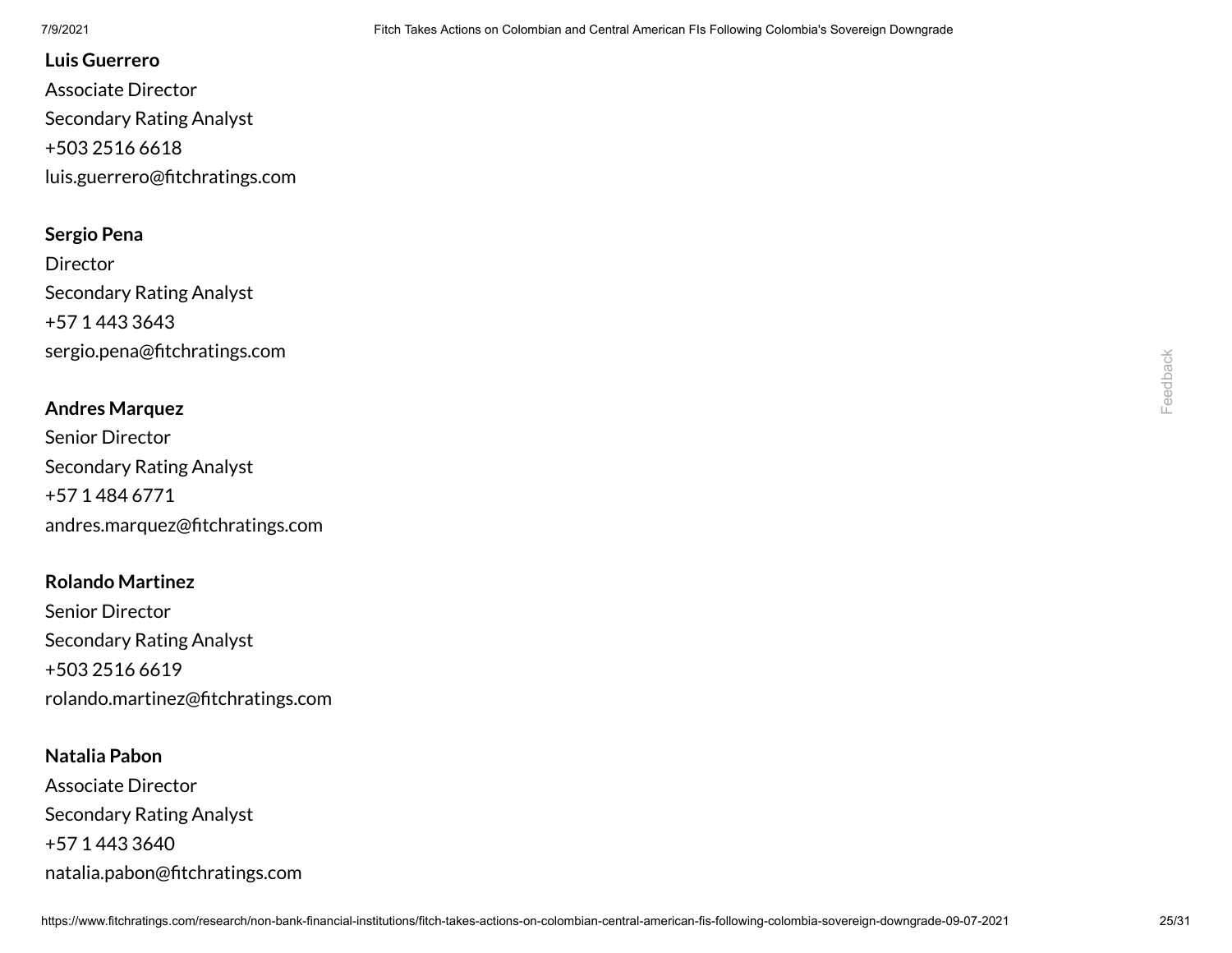**Luis Guerrero**
Associate Director
Secondary Rating Analyst
+503 2516 6618
luis.guerrero@fitchratings.com

**Sergio Pena**
Director
Secondary Rating Analyst
+57 1 443 3643
sergio.pena@fitchratings.com

**Andres Marquez**
Senior Director
Secondary Rating Analyst
+57 1 484 6771
andres.marquez@fitchratings.com

**Rolando Martinez**
Senior Director
Secondary Rating Analyst
+503 2516 6619
rolando.martinez@fitchratings.com

**Natalia Pabon**
Associate Director
Secondary Rating Analyst
+57 1 443 3640
natalia.pabon@fitchratings.com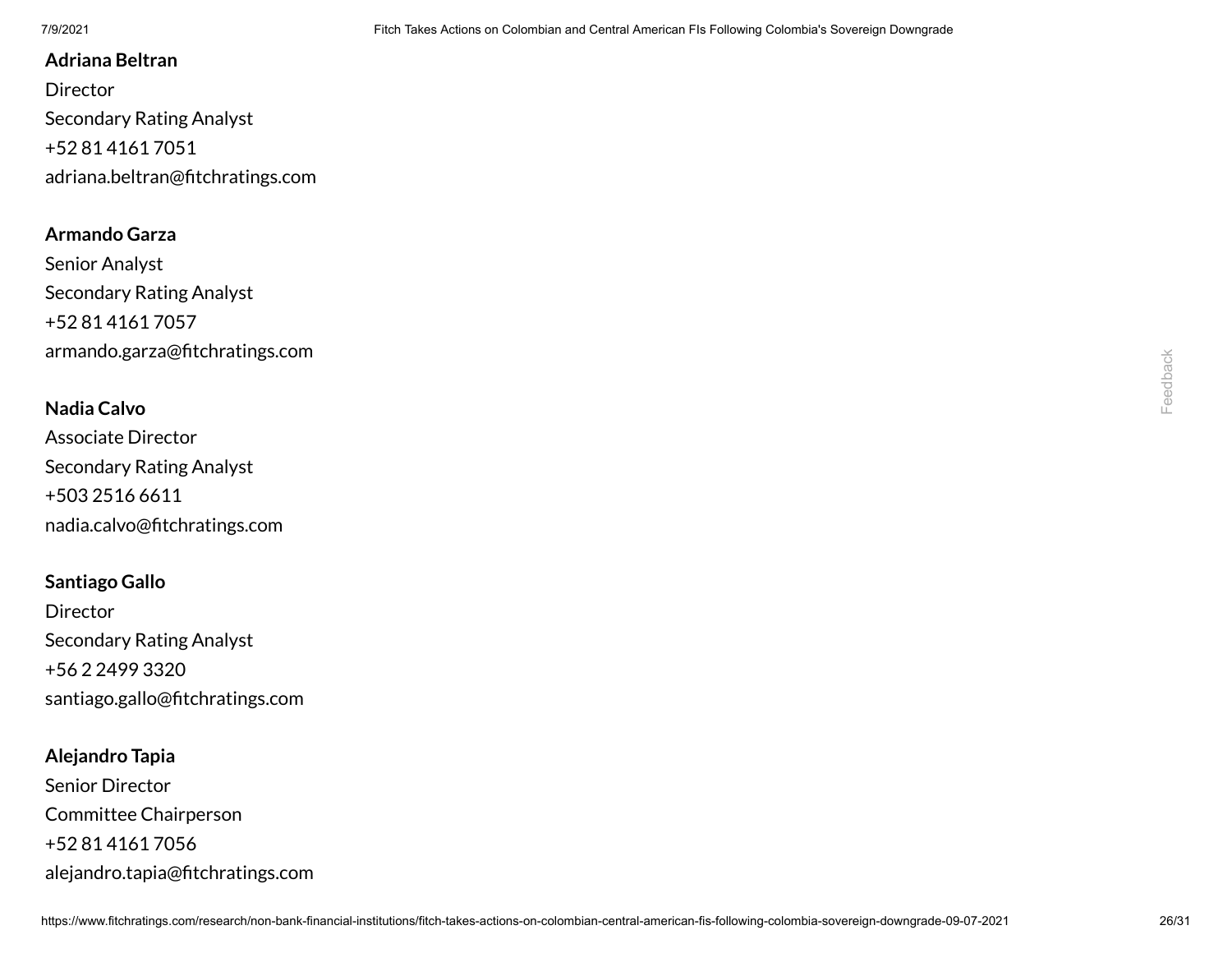**Adriana Beltran**
Director
Secondary Rating Analyst
+52 81 4161 7051
adriana.beltran@fitchratings.com

**Armando Garza**
Senior Analyst
Secondary Rating Analyst
+52 81 4161 7057
armando.garza@fitchratings.com

**Nadia Calvo**
Associate Director
Secondary Rating Analyst
+503 2516 6611
nadia.calvo@fitchratings.com

**Santiago Gallo**
Director
Secondary Rating Analyst
+56 2 2499 3320
santiago.gallo@fitchratings.com

**Alejandro Tapia**
Senior Director
Committee Chairperson
+52 81 4161 7056
alejandro.tapia@fitchratings.com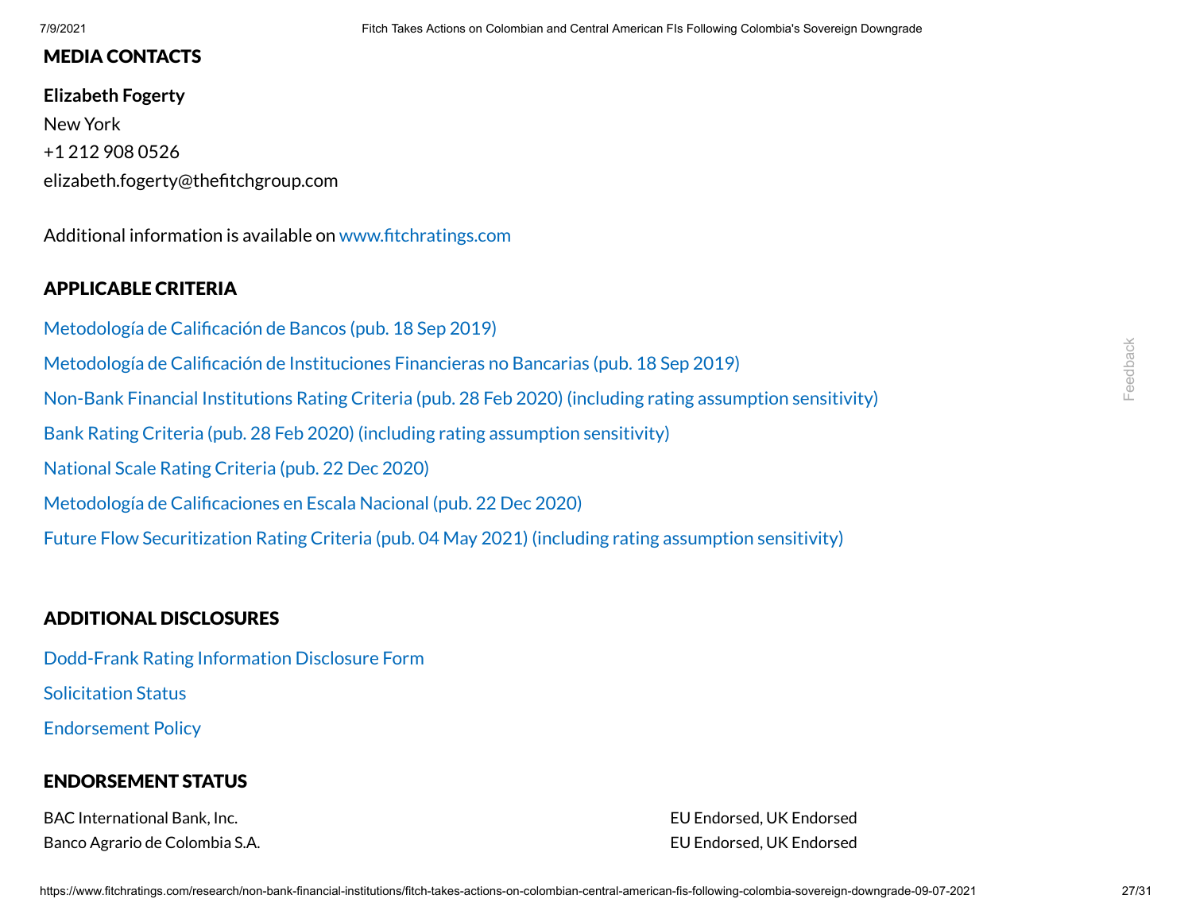## MEDIA CONTACTS

**Elizabeth Fogerty**
New York
+1 212 908 0526
elizabeth.fogerty@thefitchgroup.com

Additional information is available on www.fitchratings.com

## APPLICABLE CRITERIA

Metodología de Calificación de Bancos (pub. 18 Sep 2019)

Metodología de Calificación de Instituciones Financieras no Bancarias (pub. 18 Sep 2019)

Non-Bank Financial Institutions Rating Criteria (pub. 28 Feb 2020) (including rating assumption sensitivity)

Bank Rating Criteria (pub. 28 Feb 2020) (including rating assumption sensitivity)

National Scale Rating Criteria (pub. 22 Dec 2020)

Metodología de Calificaciones en Escala Nacional (pub. 22 Dec 2020)

Future Flow Securitization Rating Criteria (pub. 04 May 2021) (including rating assumption sensitivity)

## ADDITIONAL DISCLOSURES

Dodd-Frank Rating Information Disclosure Form

Solicitation Status

Endorsement Policy

## ENDORSEMENT STATUS

| | |
|---|---|
| BAC International Bank, Inc. | EU Endorsed, UK Endorsed |
| Banco Agrario de Colombia S.A. | EU Endorsed, UK Endorsed |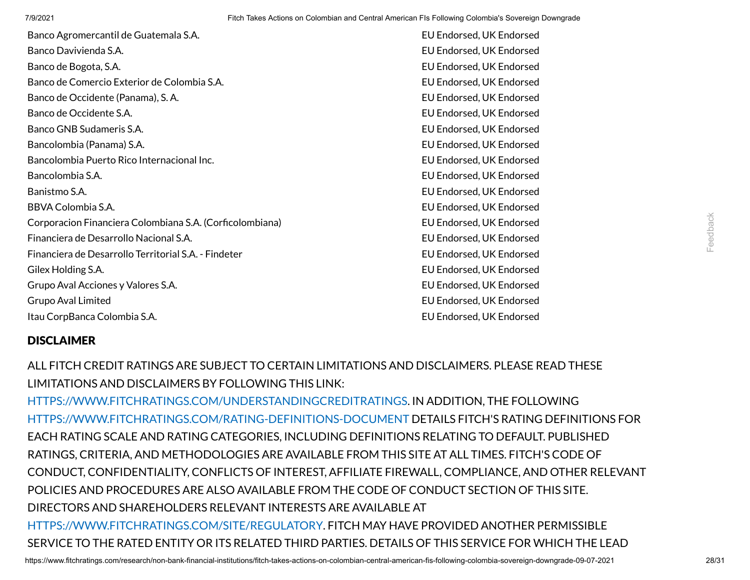| | |
|---|---|
| Banco Agromercantil de Guatemala S.A. | EU Endorsed, UK Endorsed |
| Banco Davivienda S.A. | EU Endorsed, UK Endorsed |
| Banco de Bogota, S.A. | EU Endorsed, UK Endorsed |
| Banco de Comercio Exterior de Colombia S.A. | EU Endorsed, UK Endorsed |
| Banco de Occidente (Panama), S. A. | EU Endorsed, UK Endorsed |
| Banco de Occidente S.A. | EU Endorsed, UK Endorsed |
| Banco GNB Sudameris S.A. | EU Endorsed, UK Endorsed |
| Bancolombia (Panama) S.A. | EU Endorsed, UK Endorsed |
| Bancolombia Puerto Rico Internacional Inc. | EU Endorsed, UK Endorsed |
| Bancolombia S.A. | EU Endorsed, UK Endorsed |
| Banistmo S.A. | EU Endorsed, UK Endorsed |
| BBVA Colombia S.A. | EU Endorsed, UK Endorsed |
| Corporacion Financiera Colombiana S.A. (Corficolombiana) | EU Endorsed, UK Endorsed |
| Financiera de Desarrollo Nacional S.A. | EU Endorsed, UK Endorsed |
| Financiera de Desarrollo Territorial S.A. - Findeter | EU Endorsed, UK Endorsed |
| Gilex Holding S.A. | EU Endorsed, UK Endorsed |
| Grupo Aval Acciones y Valores S.A. | EU Endorsed, UK Endorsed |
| Grupo Aval Limited | EU Endorsed, UK Endorsed |
| Itau CorpBanca Colombia S.A. | EU Endorsed, UK Endorsed |

## DISCLAIMER

ALL FITCH CREDIT RATINGS ARE SUBJECT TO CERTAIN LIMITATIONS AND DISCLAIMERS. PLEASE READ THESE LIMITATIONS AND DISCLAIMERS BY FOLLOWING THIS LINK: HTTPS://WWW.FITCHRATINGS.COM/UNDERSTANDINGCREDITRATINGS. IN ADDITION, THE FOLLOWING HTTPS://WWW.FITCHRATINGS.COM/RATING-DEFINITIONS-DOCUMENT DETAILS FITCH'S RATING DEFINITIONS FOR EACH RATING SCALE AND RATING CATEGORIES, INCLUDING DEFINITIONS RELATING TO DEFAULT. PUBLISHED RATINGS, CRITERIA, AND METHODOLOGIES ARE AVAILABLE FROM THIS SITE AT ALL TIMES. FITCH'S CODE OF CONDUCT, CONFIDENTIALITY, CONFLICTS OF INTEREST, AFFILIATE FIREWALL, COMPLIANCE, AND OTHER RELEVANT POLICIES AND PROCEDURES ARE ALSO AVAILABLE FROM THE CODE OF CONDUCT SECTION OF THIS SITE. DIRECTORS AND SHAREHOLDERS RELEVANT INTERESTS ARE AVAILABLE AT HTTPS://WWW.FITCHRATINGS.COM/SITE/REGULATORY. FITCH MAY HAVE PROVIDED ANOTHER PERMISSIBLE SERVICE TO THE RATED ENTITY OR ITS RELATED THIRD PARTIES. DETAILS OF THIS SERVICE FOR WHICH THE LEAD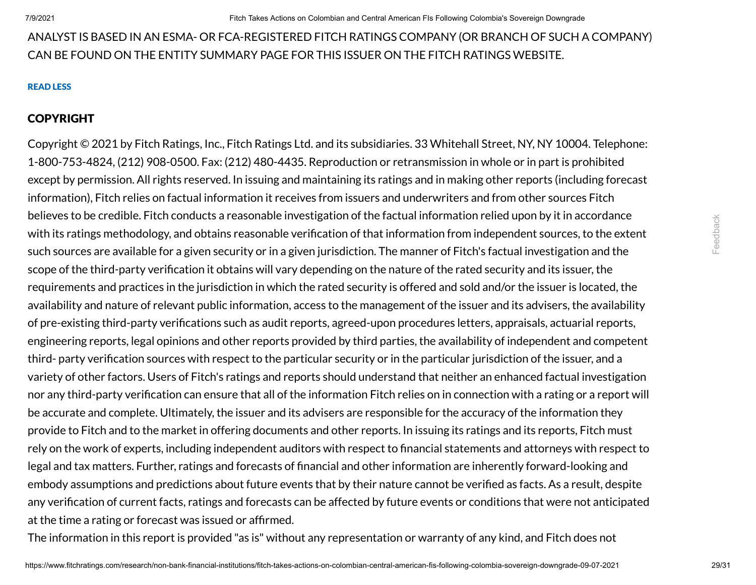ANALYST IS BASED IN AN ESMA- OR FCA-REGISTERED FITCH RATINGS COMPANY (OR BRANCH OF SUCH A COMPANY) CAN BE FOUND ON THE ENTITY SUMMARY PAGE FOR THIS ISSUER ON THE FITCH RATINGS WEBSITE.

READ LESS

## COPYRIGHT

Copyright © 2021 by Fitch Ratings, Inc., Fitch Ratings Ltd. and its subsidiaries. 33 Whitehall Street, NY, NY 10004. Telephone: 1-800-753-4824, (212) 908-0500. Fax: (212) 480-4435. Reproduction or retransmission in whole or in part is prohibited except by permission. All rights reserved. In issuing and maintaining its ratings and in making other reports (including forecast information), Fitch relies on factual information it receives from issuers and underwriters and from other sources Fitch believes to be credible. Fitch conducts a reasonable investigation of the factual information relied upon by it in accordance with its ratings methodology, and obtains reasonable verification of that information from independent sources, to the extent such sources are available for a given security or in a given jurisdiction. The manner of Fitch's factual investigation and the scope of the third-party verification it obtains will vary depending on the nature of the rated security and its issuer, the requirements and practices in the jurisdiction in which the rated security is offered and sold and/or the issuer is located, the availability and nature of relevant public information, access to the management of the issuer and its advisers, the availability of pre-existing third-party verifications such as audit reports, agreed-upon procedures letters, appraisals, actuarial reports, engineering reports, legal opinions and other reports provided by third parties, the availability of independent and competent third- party verification sources with respect to the particular security or in the particular jurisdiction of the issuer, and a variety of other factors. Users of Fitch's ratings and reports should understand that neither an enhanced factual investigation nor any third-party verification can ensure that all of the information Fitch relies on in connection with a rating or a report will be accurate and complete. Ultimately, the issuer and its advisers are responsible for the accuracy of the information they provide to Fitch and to the market in offering documents and other reports. In issuing its ratings and its reports, Fitch must rely on the work of experts, including independent auditors with respect to financial statements and attorneys with respect to legal and tax matters. Further, ratings and forecasts of financial and other information are inherently forward-looking and embody assumptions and predictions about future events that by their nature cannot be verified as facts. As a result, despite any verification of current facts, ratings and forecasts can be affected by future events or conditions that were not anticipated at the time a rating or forecast was issued or affirmed.

The information in this report is provided "as is" without any representation or warranty of any kind, and Fitch does not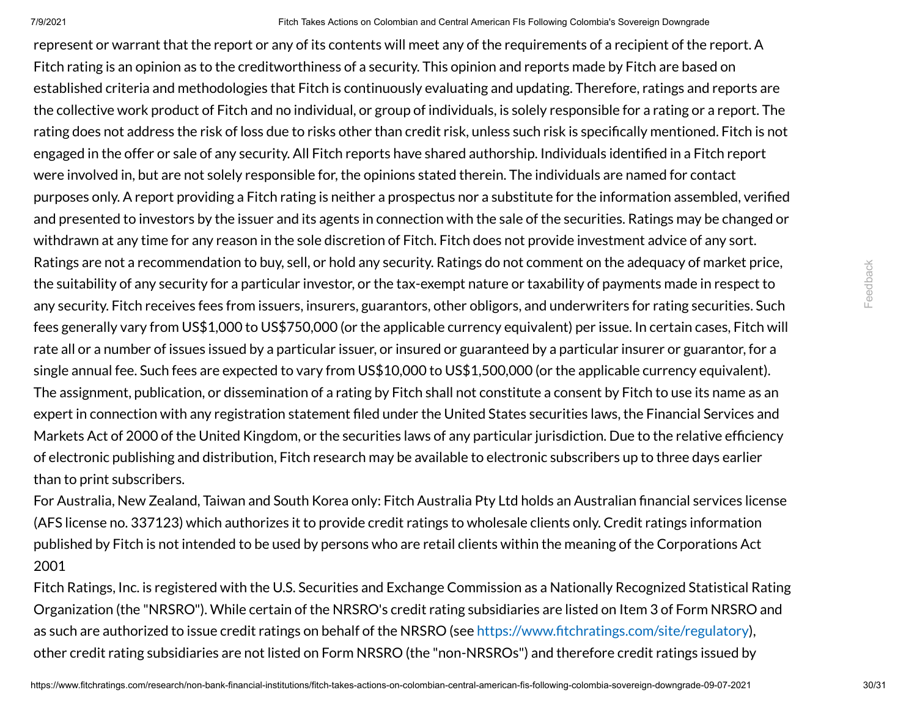represent or warrant that the report or any of its contents will meet any of the requirements of a recipient of the report. A Fitch rating is an opinion as to the creditworthiness of a security. This opinion and reports made by Fitch are based on established criteria and methodologies that Fitch is continuously evaluating and updating. Therefore, ratings and reports are the collective work product of Fitch and no individual, or group of individuals, is solely responsible for a rating or a report. The rating does not address the risk of loss due to risks other than credit risk, unless such risk is specifically mentioned. Fitch is not engaged in the offer or sale of any security. All Fitch reports have shared authorship. Individuals identified in a Fitch report were involved in, but are not solely responsible for, the opinions stated therein. The individuals are named for contact purposes only. A report providing a Fitch rating is neither a prospectus nor a substitute for the information assembled, verified and presented to investors by the issuer and its agents in connection with the sale of the securities. Ratings may be changed or withdrawn at any time for any reason in the sole discretion of Fitch. Fitch does not provide investment advice of any sort. Ratings are not a recommendation to buy, sell, or hold any security. Ratings do not comment on the adequacy of market price, the suitability of any security for a particular investor, or the tax-exempt nature or taxability of payments made in respect to any security. Fitch receives fees from issuers, insurers, guarantors, other obligors, and underwriters for rating securities. Such fees generally vary from US$1,000 to US$750,000 (or the applicable currency equivalent) per issue. In certain cases, Fitch will rate all or a number of issues issued by a particular issuer, or insured or guaranteed by a particular insurer or guarantor, for a single annual fee. Such fees are expected to vary from US$10,000 to US$1,500,000 (or the applicable currency equivalent). The assignment, publication, or dissemination of a rating by Fitch shall not constitute a consent by Fitch to use its name as an expert in connection with any registration statement filed under the United States securities laws, the Financial Services and Markets Act of 2000 of the United Kingdom, or the securities laws of any particular jurisdiction. Due to the relative efficiency of electronic publishing and distribution, Fitch research may be available to electronic subscribers up to three days earlier than to print subscribers.

For Australia, New Zealand, Taiwan and South Korea only: Fitch Australia Pty Ltd holds an Australian financial services license (AFS license no. 337123) which authorizes it to provide credit ratings to wholesale clients only. Credit ratings information published by Fitch is not intended to be used by persons who are retail clients within the meaning of the Corporations Act 2001

Fitch Ratings, Inc. is registered with the U.S. Securities and Exchange Commission as a Nationally Recognized Statistical Rating Organization (the "NRSRO"). While certain of the NRSRO's credit rating subsidiaries are listed on Item 3 of Form NRSRO and as such are authorized to issue credit ratings on behalf of the NRSRO (see https://www.fitchratings.com/site/regulatory), other credit rating subsidiaries are not listed on Form NRSRO (the "non-NRSROs") and therefore credit ratings issued by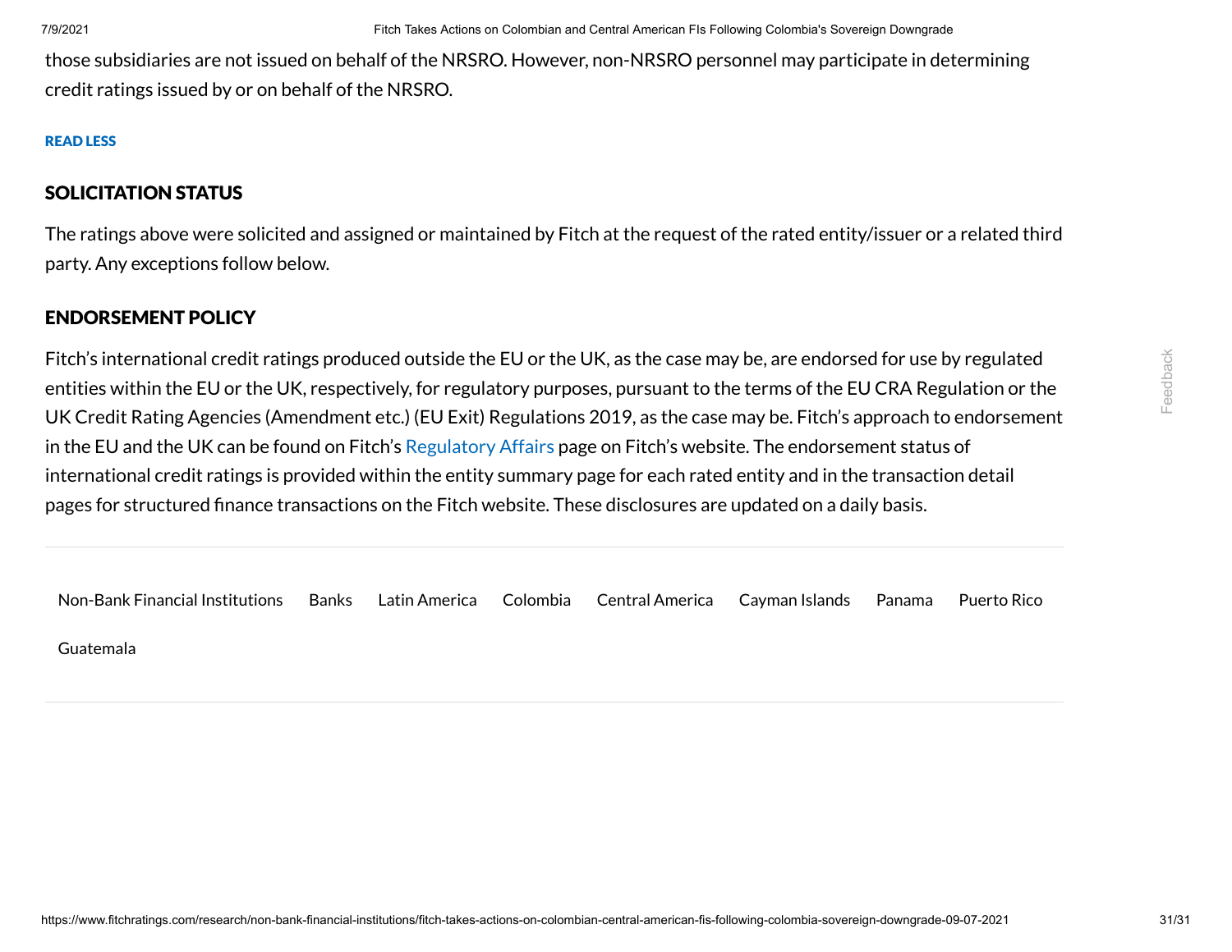those subsidiaries are not issued on behalf of the NRSRO. However, non-NRSRO personnel may participate in determining credit ratings issued by or on behalf of the NRSRO.

READ LESS

## SOLICITATION STATUS

The ratings above were solicited and assigned or maintained by Fitch at the request of the rated entity/issuer or a related third party. Any exceptions follow below.

## ENDORSEMENT POLICY

Fitch's international credit ratings produced outside the EU or the UK, as the case may be, are endorsed for use by regulated entities within the EU or the UK, respectively, for regulatory purposes, pursuant to the terms of the EU CRA Regulation or the UK Credit Rating Agencies (Amendment etc.) (EU Exit) Regulations 2019, as the case may be. Fitch's approach to endorsement in the EU and the UK can be found on Fitch's Regulatory Affairs page on Fitch's website. The endorsement status of international credit ratings is provided within the entity summary page for each rated entity and in the transaction detail pages for structured finance transactions on the Fitch website. These disclosures are updated on a daily basis.

Non-Bank Financial Institutions | Banks | Latin America | Colombia | Central America | Cayman Islands | Panama | Puerto Rico | Guatemala